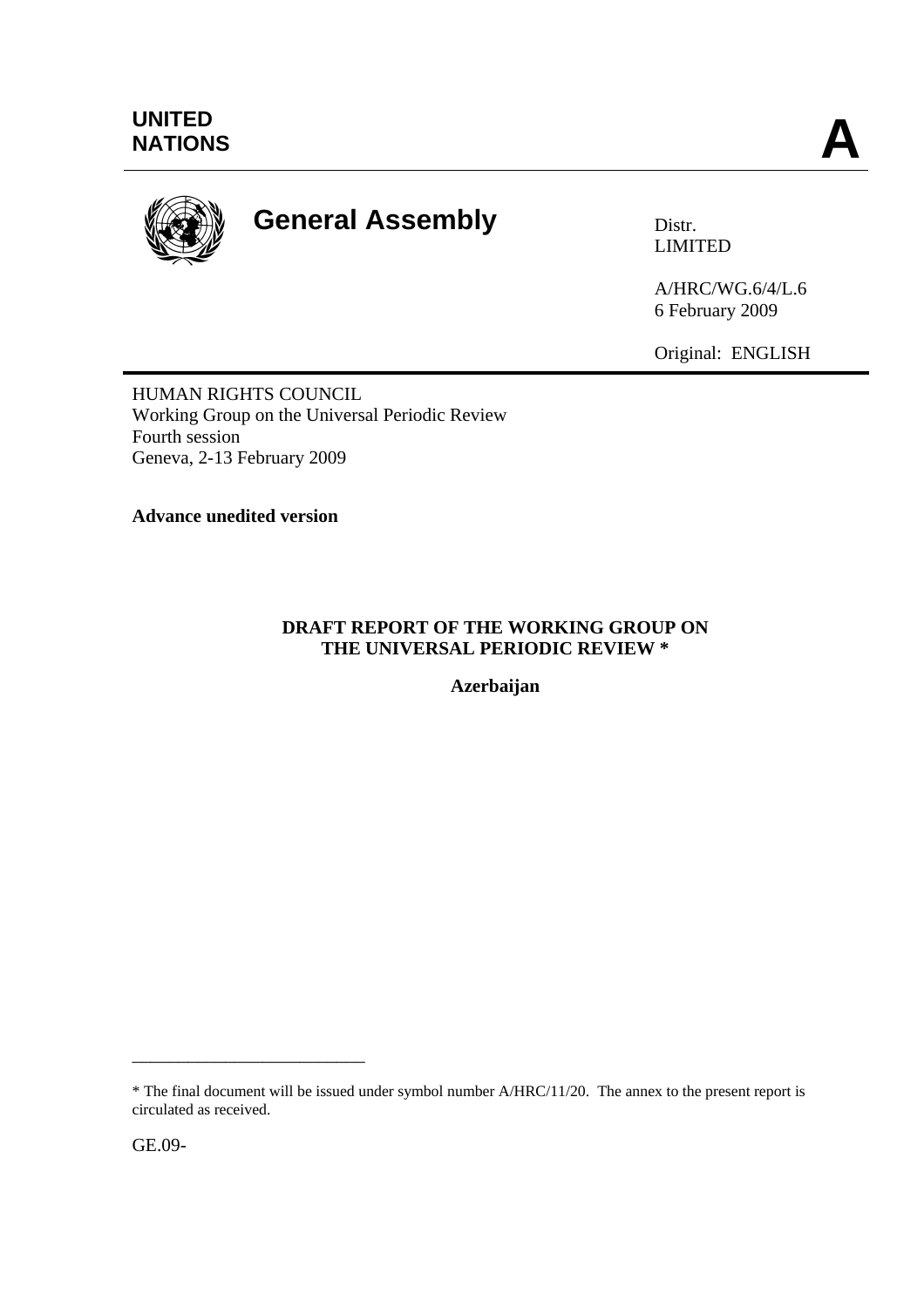UNITED
NATIONS

**A**

# General Assembly

Distr.
LIMITED

A/HRC/WG.6/4/L.6
6 February 2009

Original: ENGLISH

HUMAN RIGHTS COUNCIL
Working Group on the Universal Periodic Review
Fourth session
Geneva, 2-13 February 2009

**Advance unedited version**

**DRAFT REPORT OF THE WORKING GROUP ON THE UNIVERSAL PERIODIC REVIEW \***

**Azerbaijan**

---

\* The final document will be issued under symbol number A/HRC/11/20. The annex to the present report is circulated as received.

GE.09-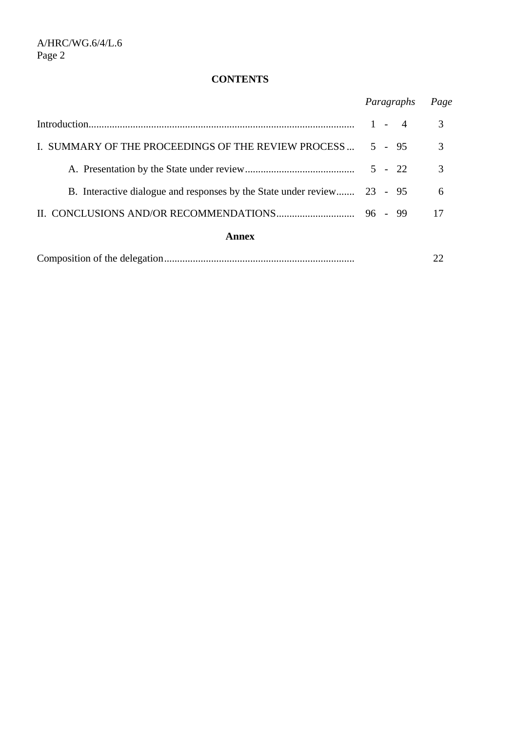**CONTENTS**

| | *Paragraphs* | *Page* |
|---|---|---|
| Introduction | 1 - 4 | 3 |
| I. SUMMARY OF THE PROCEEDINGS OF THE REVIEW PROCESS | 5 - 95 | 3 |
| A. Presentation by the State under review | 5 - 22 | 3 |
| B. Interactive dialogue and responses by the State under review | 23 - 95 | 6 |
| II. CONCLUSIONS AND/OR RECOMMENDATIONS | 96 - 99 | 17 |

**Annex**

| | | |
|---|---|---|
| Composition of the delegation | | 22 |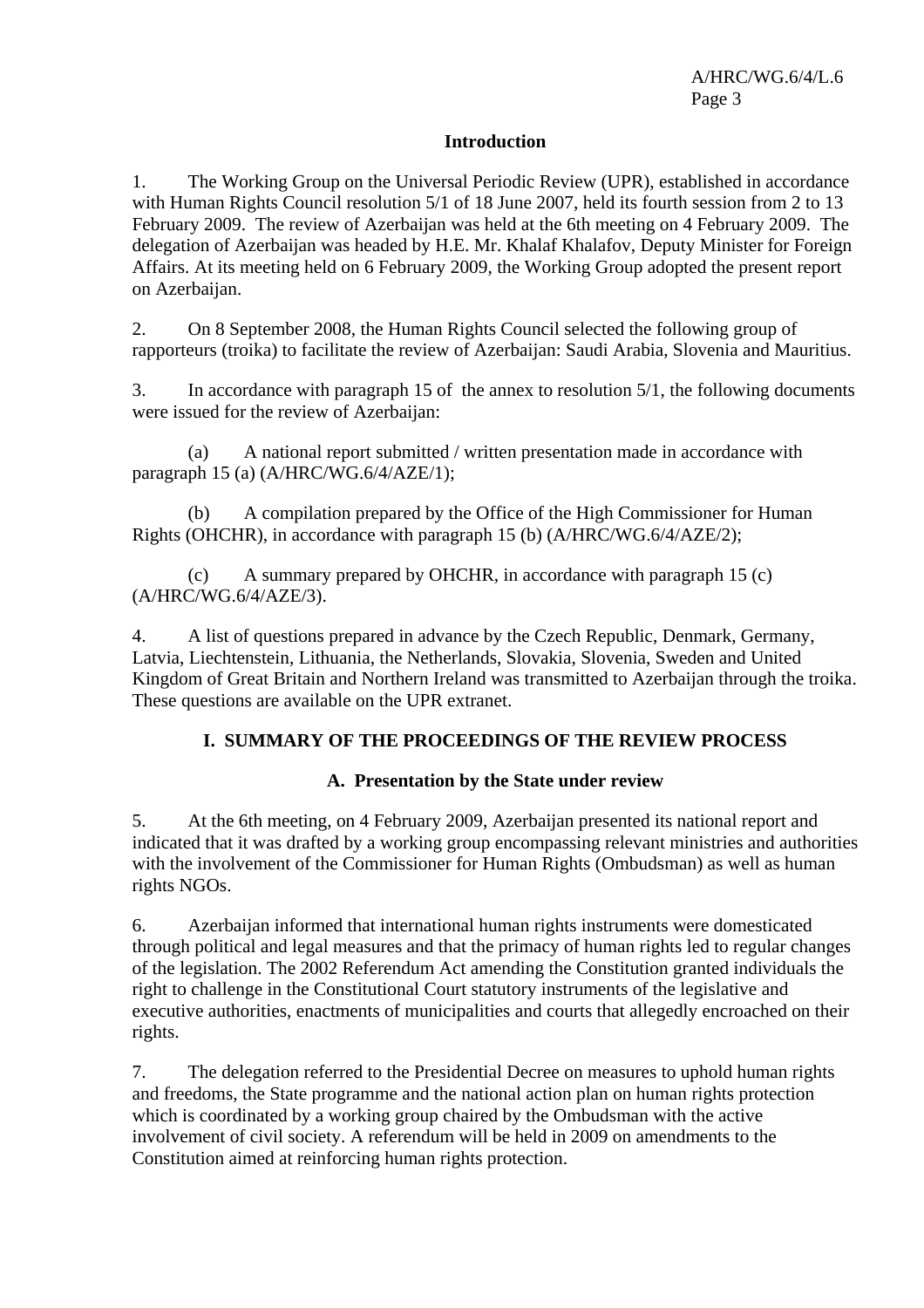## Introduction

1. The Working Group on the Universal Periodic Review (UPR), established in accordance with Human Rights Council resolution 5/1 of 18 June 2007, held its fourth session from 2 to 13 February 2009. The review of Azerbaijan was held at the 6th meeting on 4 February 2009. The delegation of Azerbaijan was headed by H.E. Mr. Khalaf Khalafov, Deputy Minister for Foreign Affairs. At its meeting held on 6 February 2009, the Working Group adopted the present report on Azerbaijan.

2. On 8 September 2008, the Human Rights Council selected the following group of rapporteurs (troika) to facilitate the review of Azerbaijan: Saudi Arabia, Slovenia and Mauritius.

3. In accordance with paragraph 15 of the annex to resolution 5/1, the following documents were issued for the review of Azerbaijan:

(a) A national report submitted / written presentation made in accordance with paragraph 15 (a) (A/HRC/WG.6/4/AZE/1);

(b) A compilation prepared by the Office of the High Commissioner for Human Rights (OHCHR), in accordance with paragraph 15 (b) (A/HRC/WG.6/4/AZE/2);

(c) A summary prepared by OHCHR, in accordance with paragraph 15 (c) (A/HRC/WG.6/4/AZE/3).

4. A list of questions prepared in advance by the Czech Republic, Denmark, Germany, Latvia, Liechtenstein, Lithuania, the Netherlands, Slovakia, Slovenia, Sweden and United Kingdom of Great Britain and Northern Ireland was transmitted to Azerbaijan through the troika. These questions are available on the UPR extranet.

# I. SUMMARY OF THE PROCEEDINGS OF THE REVIEW PROCESS

## A. Presentation by the State under review

5. At the 6th meeting, on 4 February 2009, Azerbaijan presented its national report and indicated that it was drafted by a working group encompassing relevant ministries and authorities with the involvement of the Commissioner for Human Rights (Ombudsman) as well as human rights NGOs.

6. Azerbaijan informed that international human rights instruments were domesticated through political and legal measures and that the primacy of human rights led to regular changes of the legislation. The 2002 Referendum Act amending the Constitution granted individuals the right to challenge in the Constitutional Court statutory instruments of the legislative and executive authorities, enactments of municipalities and courts that allegedly encroached on their rights.

7. The delegation referred to the Presidential Decree on measures to uphold human rights and freedoms, the State programme and the national action plan on human rights protection which is coordinated by a working group chaired by the Ombudsman with the active involvement of civil society. A referendum will be held in 2009 on amendments to the Constitution aimed at reinforcing human rights protection.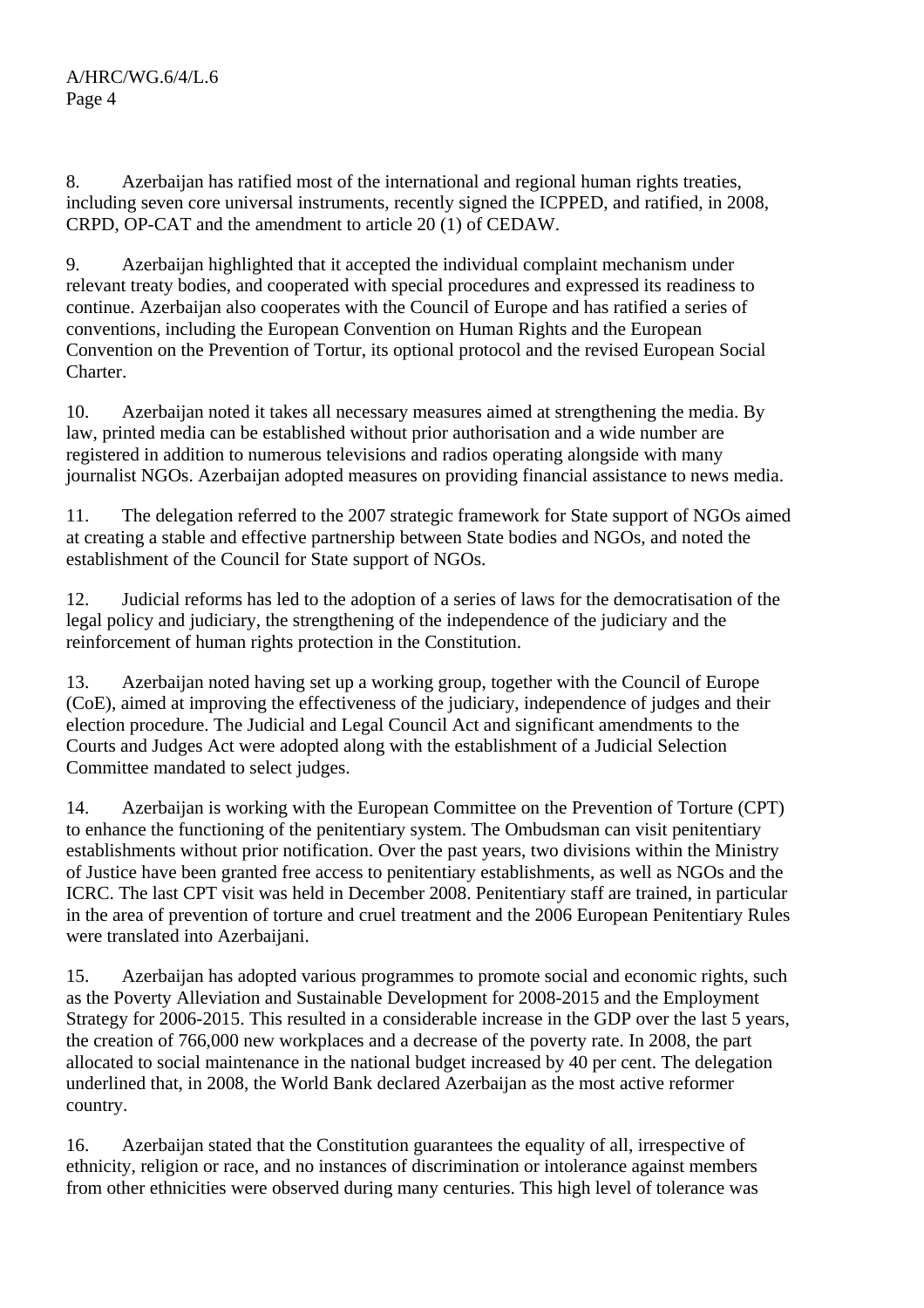8. Azerbaijan has ratified most of the international and regional human rights treaties, including seven core universal instruments, recently signed the ICPPED, and ratified, in 2008, CRPD, OP-CAT and the amendment to article 20 (1) of CEDAW.

9. Azerbaijan highlighted that it accepted the individual complaint mechanism under relevant treaty bodies, and cooperated with special procedures and expressed its readiness to continue. Azerbaijan also cooperates with the Council of Europe and has ratified a series of conventions, including the European Convention on Human Rights and the European Convention on the Prevention of Tortur, its optional protocol and the revised European Social Charter.

10. Azerbaijan noted it takes all necessary measures aimed at strengthening the media. By law, printed media can be established without prior authorisation and a wide number are registered in addition to numerous televisions and radios operating alongside with many journalist NGOs. Azerbaijan adopted measures on providing financial assistance to news media.

11. The delegation referred to the 2007 strategic framework for State support of NGOs aimed at creating a stable and effective partnership between State bodies and NGOs, and noted the establishment of the Council for State support of NGOs.

12. Judicial reforms has led to the adoption of a series of laws for the democratisation of the legal policy and judiciary, the strengthening of the independence of the judiciary and the reinforcement of human rights protection in the Constitution.

13. Azerbaijan noted having set up a working group, together with the Council of Europe (CoE), aimed at improving the effectiveness of the judiciary, independence of judges and their election procedure. The Judicial and Legal Council Act and significant amendments to the Courts and Judges Act were adopted along with the establishment of a Judicial Selection Committee mandated to select judges.

14. Azerbaijan is working with the European Committee on the Prevention of Torture (CPT) to enhance the functioning of the penitentiary system. The Ombudsman can visit penitentiary establishments without prior notification. Over the past years, two divisions within the Ministry of Justice have been granted free access to penitentiary establishments, as well as NGOs and the ICRC. The last CPT visit was held in December 2008. Penitentiary staff are trained, in particular in the area of prevention of torture and cruel treatment and the 2006 European Penitentiary Rules were translated into Azerbaijani.

15. Azerbaijan has adopted various programmes to promote social and economic rights, such as the Poverty Alleviation and Sustainable Development for 2008-2015 and the Employment Strategy for 2006-2015. This resulted in a considerable increase in the GDP over the last 5 years, the creation of 766,000 new workplaces and a decrease of the poverty rate. In 2008, the part allocated to social maintenance in the national budget increased by 40 per cent. The delegation underlined that, in 2008, the World Bank declared Azerbaijan as the most active reformer country.

16. Azerbaijan stated that the Constitution guarantees the equality of all, irrespective of ethnicity, religion or race, and no instances of discrimination or intolerance against members from other ethnicities were observed during many centuries. This high level of tolerance was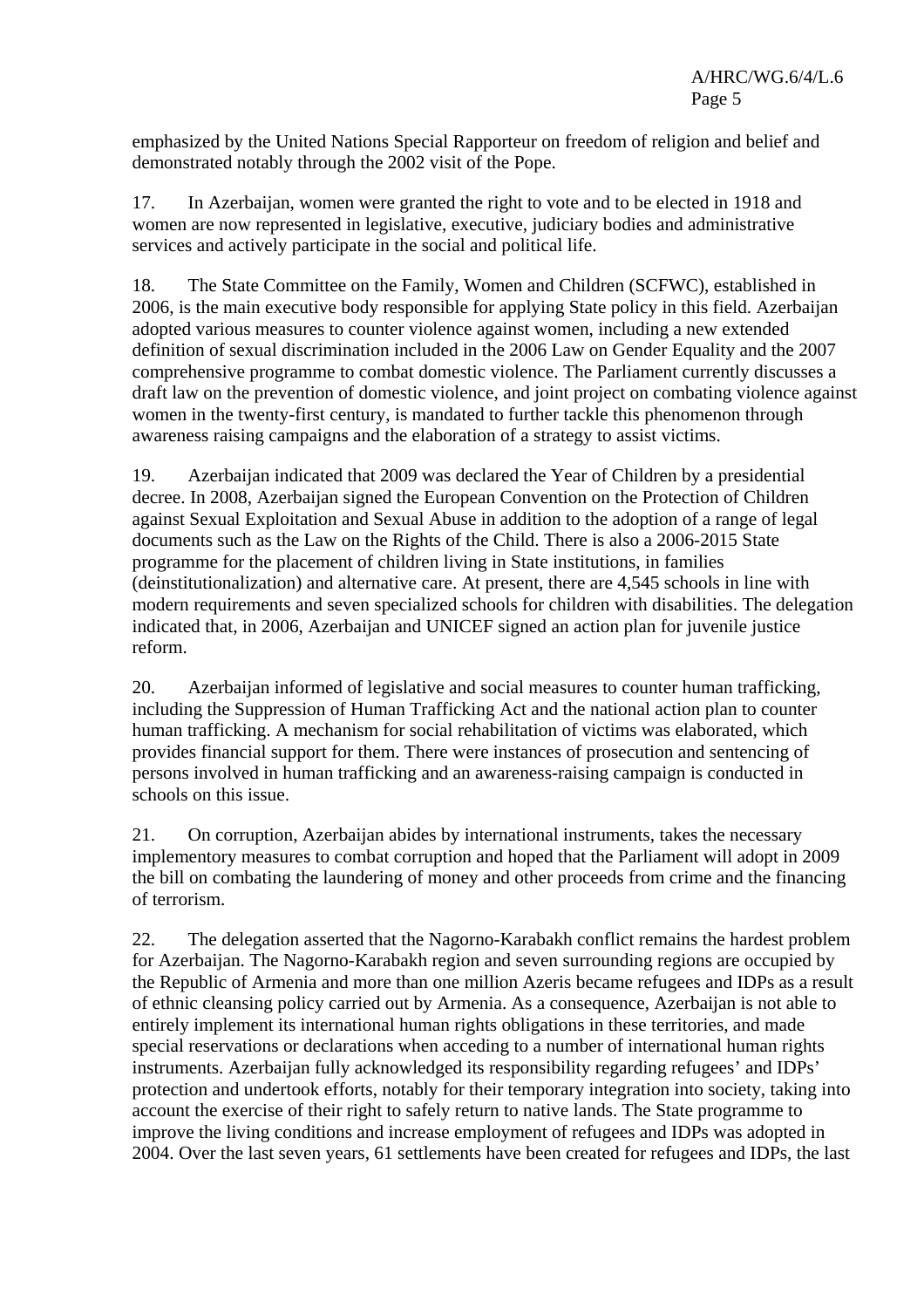emphasized by the United Nations Special Rapporteur on freedom of religion and belief and demonstrated notably through the 2002 visit of the Pope.

17. In Azerbaijan, women were granted the right to vote and to be elected in 1918 and women are now represented in legislative, executive, judiciary bodies and administrative services and actively participate in the social and political life.

18. The State Committee on the Family, Women and Children (SCFWC), established in 2006, is the main executive body responsible for applying State policy in this field. Azerbaijan adopted various measures to counter violence against women, including a new extended definition of sexual discrimination included in the 2006 Law on Gender Equality and the 2007 comprehensive programme to combat domestic violence. The Parliament currently discusses a draft law on the prevention of domestic violence, and joint project on combating violence against women in the twenty-first century, is mandated to further tackle this phenomenon through awareness raising campaigns and the elaboration of a strategy to assist victims.

19. Azerbaijan indicated that 2009 was declared the Year of Children by a presidential decree. In 2008, Azerbaijan signed the European Convention on the Protection of Children against Sexual Exploitation and Sexual Abuse in addition to the adoption of a range of legal documents such as the Law on the Rights of the Child. There is also a 2006-2015 State programme for the placement of children living in State institutions, in families (deinstitutionalization) and alternative care. At present, there are 4,545 schools in line with modern requirements and seven specialized schools for children with disabilities. The delegation indicated that, in 2006, Azerbaijan and UNICEF signed an action plan for juvenile justice reform.

20. Azerbaijan informed of legislative and social measures to counter human trafficking, including the Suppression of Human Trafficking Act and the national action plan to counter human trafficking. A mechanism for social rehabilitation of victims was elaborated, which provides financial support for them. There were instances of prosecution and sentencing of persons involved in human trafficking and an awareness-raising campaign is conducted in schools on this issue.

21. On corruption, Azerbaijan abides by international instruments, takes the necessary implementory measures to combat corruption and hoped that the Parliament will adopt in 2009 the bill on combating the laundering of money and other proceeds from crime and the financing of terrorism.

22. The delegation asserted that the Nagorno-Karabakh conflict remains the hardest problem for Azerbaijan. The Nagorno-Karabakh region and seven surrounding regions are occupied by the Republic of Armenia and more than one million Azeris became refugees and IDPs as a result of ethnic cleansing policy carried out by Armenia. As a consequence, Azerbaijan is not able to entirely implement its international human rights obligations in these territories, and made special reservations or declarations when acceding to a number of international human rights instruments. Azerbaijan fully acknowledged its responsibility regarding refugees' and IDPs' protection and undertook efforts, notably for their temporary integration into society, taking into account the exercise of their right to safely return to native lands. The State programme to improve the living conditions and increase employment of refugees and IDPs was adopted in 2004. Over the last seven years, 61 settlements have been created for refugees and IDPs, the last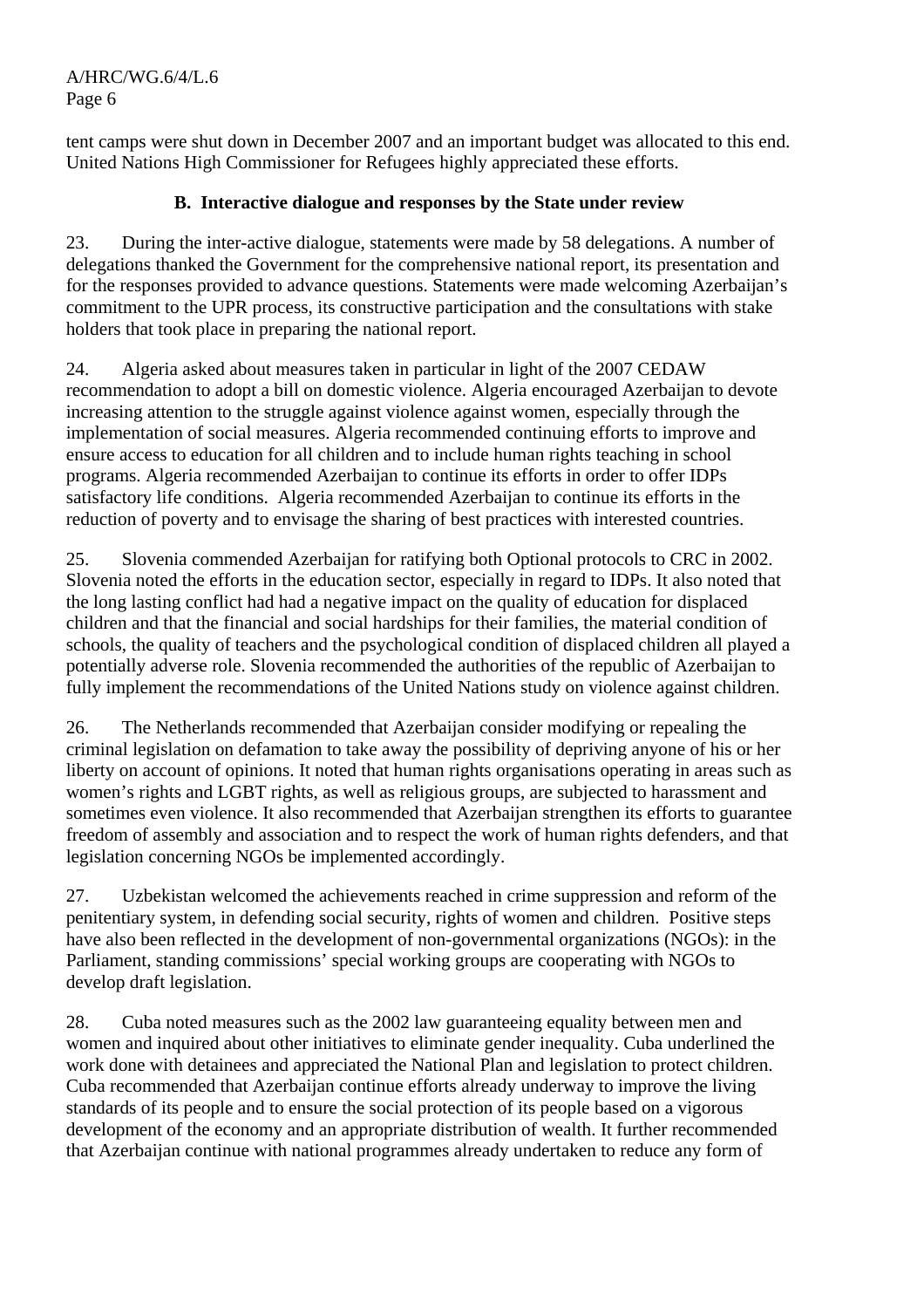tent camps were shut down in December 2007 and an important budget was allocated to this end. United Nations High Commissioner for Refugees highly appreciated these efforts.

### B. Interactive dialogue and responses by the State under review

23. During the inter-active dialogue, statements were made by 58 delegations. A number of delegations thanked the Government for the comprehensive national report, its presentation and for the responses provided to advance questions. Statements were made welcoming Azerbaijan's commitment to the UPR process, its constructive participation and the consultations with stake holders that took place in preparing the national report.

24. Algeria asked about measures taken in particular in light of the 2007 CEDAW recommendation to adopt a bill on domestic violence. Algeria encouraged Azerbaijan to devote increasing attention to the struggle against violence against women, especially through the implementation of social measures. Algeria recommended continuing efforts to improve and ensure access to education for all children and to include human rights teaching in school programs. Algeria recommended Azerbaijan to continue its efforts in order to offer IDPs satisfactory life conditions. Algeria recommended Azerbaijan to continue its efforts in the reduction of poverty and to envisage the sharing of best practices with interested countries.

25. Slovenia commended Azerbaijan for ratifying both Optional protocols to CRC in 2002. Slovenia noted the efforts in the education sector, especially in regard to IDPs. It also noted that the long lasting conflict had had a negative impact on the quality of education for displaced children and that the financial and social hardships for their families, the material condition of schools, the quality of teachers and the psychological condition of displaced children all played a potentially adverse role. Slovenia recommended the authorities of the republic of Azerbaijan to fully implement the recommendations of the United Nations study on violence against children.

26. The Netherlands recommended that Azerbaijan consider modifying or repealing the criminal legislation on defamation to take away the possibility of depriving anyone of his or her liberty on account of opinions. It noted that human rights organisations operating in areas such as women's rights and LGBT rights, as well as religious groups, are subjected to harassment and sometimes even violence. It also recommended that Azerbaijan strengthen its efforts to guarantee freedom of assembly and association and to respect the work of human rights defenders, and that legislation concerning NGOs be implemented accordingly.

27. Uzbekistan welcomed the achievements reached in crime suppression and reform of the penitentiary system, in defending social security, rights of women and children. Positive steps have also been reflected in the development of non-governmental organizations (NGOs): in the Parliament, standing commissions' special working groups are cooperating with NGOs to develop draft legislation.

28. Cuba noted measures such as the 2002 law guaranteeing equality between men and women and inquired about other initiatives to eliminate gender inequality. Cuba underlined the work done with detainees and appreciated the National Plan and legislation to protect children. Cuba recommended that Azerbaijan continue efforts already underway to improve the living standards of its people and to ensure the social protection of its people based on a vigorous development of the economy and an appropriate distribution of wealth. It further recommended that Azerbaijan continue with national programmes already undertaken to reduce any form of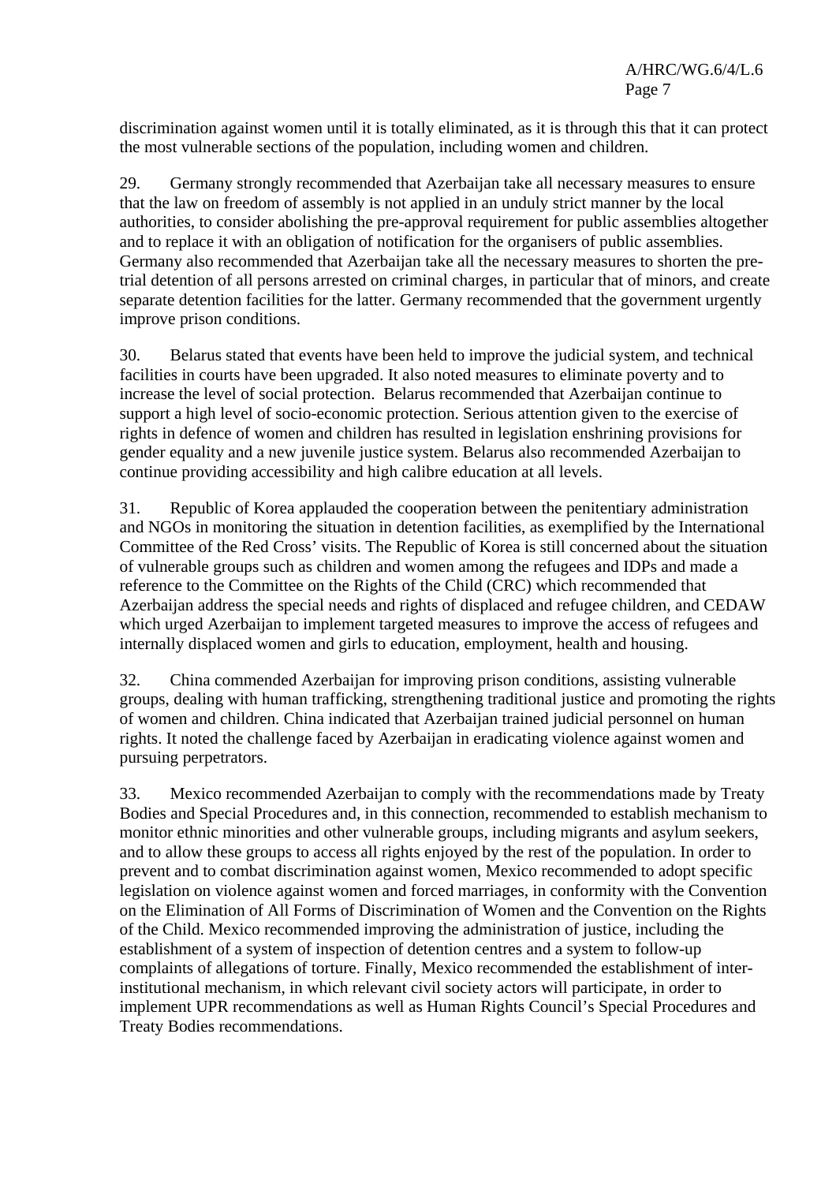discrimination against women until it is totally eliminated, as it is through this that it can protect the most vulnerable sections of the population, including women and children.

29. Germany strongly recommended that Azerbaijan take all necessary measures to ensure that the law on freedom of assembly is not applied in an unduly strict manner by the local authorities, to consider abolishing the pre-approval requirement for public assemblies altogether and to replace it with an obligation of notification for the organisers of public assemblies. Germany also recommended that Azerbaijan take all the necessary measures to shorten the pre-trial detention of all persons arrested on criminal charges, in particular that of minors, and create separate detention facilities for the latter. Germany recommended that the government urgently improve prison conditions.

30. Belarus stated that events have been held to improve the judicial system, and technical facilities in courts have been upgraded. It also noted measures to eliminate poverty and to increase the level of social protection. Belarus recommended that Azerbaijan continue to support a high level of socio-economic protection. Serious attention given to the exercise of rights in defence of women and children has resulted in legislation enshrining provisions for gender equality and a new juvenile justice system. Belarus also recommended Azerbaijan to continue providing accessibility and high calibre education at all levels.

31. Republic of Korea applauded the cooperation between the penitentiary administration and NGOs in monitoring the situation in detention facilities, as exemplified by the International Committee of the Red Cross' visits. The Republic of Korea is still concerned about the situation of vulnerable groups such as children and women among the refugees and IDPs and made a reference to the Committee on the Rights of the Child (CRC) which recommended that Azerbaijan address the special needs and rights of displaced and refugee children, and CEDAW which urged Azerbaijan to implement targeted measures to improve the access of refugees and internally displaced women and girls to education, employment, health and housing.

32. China commended Azerbaijan for improving prison conditions, assisting vulnerable groups, dealing with human trafficking, strengthening traditional justice and promoting the rights of women and children. China indicated that Azerbaijan trained judicial personnel on human rights. It noted the challenge faced by Azerbaijan in eradicating violence against women and pursuing perpetrators.

33. Mexico recommended Azerbaijan to comply with the recommendations made by Treaty Bodies and Special Procedures and, in this connection, recommended to establish mechanism to monitor ethnic minorities and other vulnerable groups, including migrants and asylum seekers, and to allow these groups to access all rights enjoyed by the rest of the population. In order to prevent and to combat discrimination against women, Mexico recommended to adopt specific legislation on violence against women and forced marriages, in conformity with the Convention on the Elimination of All Forms of Discrimination of Women and the Convention on the Rights of the Child. Mexico recommended improving the administration of justice, including the establishment of a system of inspection of detention centres and a system to follow-up complaints of allegations of torture. Finally, Mexico recommended the establishment of inter-institutional mechanism, in which relevant civil society actors will participate, in order to implement UPR recommendations as well as Human Rights Council's Special Procedures and Treaty Bodies recommendations.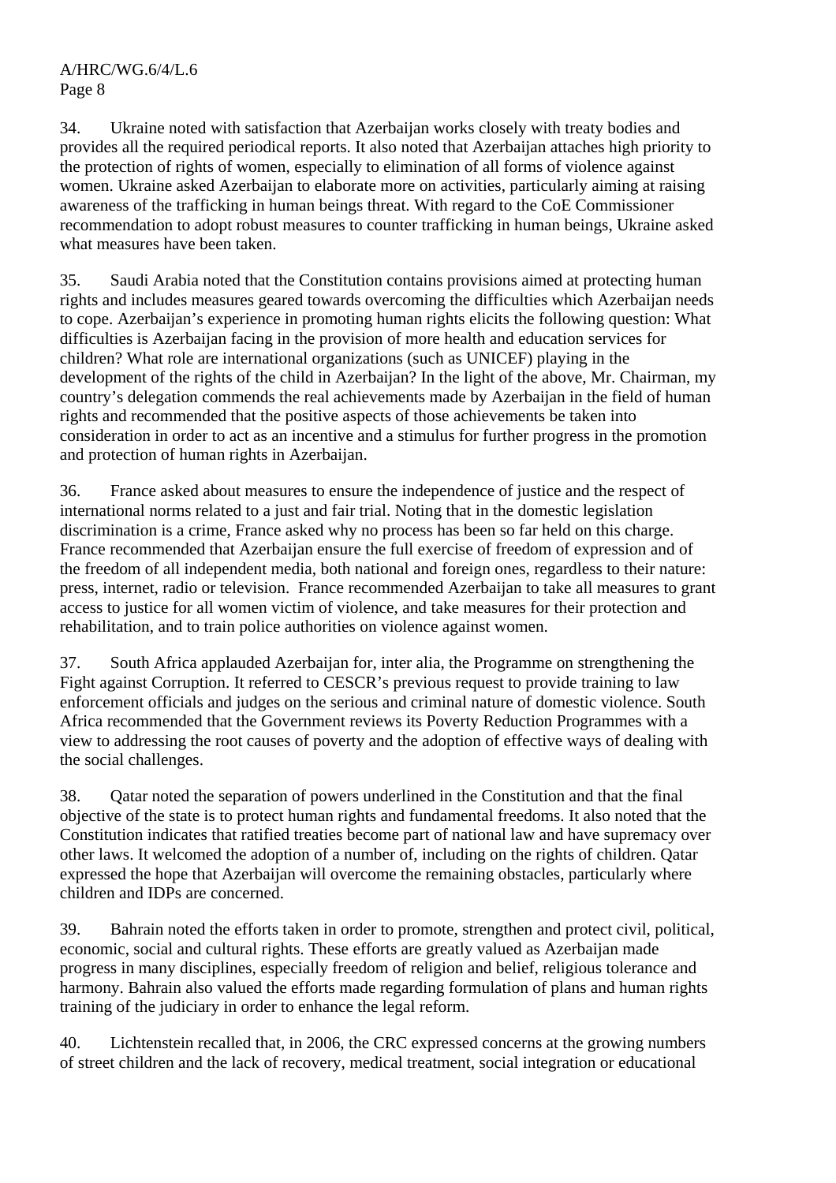34. Ukraine noted with satisfaction that Azerbaijan works closely with treaty bodies and provides all the required periodical reports. It also noted that Azerbaijan attaches high priority to the protection of rights of women, especially to elimination of all forms of violence against women. Ukraine asked Azerbaijan to elaborate more on activities, particularly aiming at raising awareness of the trafficking in human beings threat. With regard to the CoE Commissioner recommendation to adopt robust measures to counter trafficking in human beings, Ukraine asked what measures have been taken.

35. Saudi Arabia noted that the Constitution contains provisions aimed at protecting human rights and includes measures geared towards overcoming the difficulties which Azerbaijan needs to cope. Azerbaijan's experience in promoting human rights elicits the following question: What difficulties is Azerbaijan facing in the provision of more health and education services for children? What role are international organizations (such as UNICEF) playing in the development of the rights of the child in Azerbaijan? In the light of the above, Mr. Chairman, my country's delegation commends the real achievements made by Azerbaijan in the field of human rights and recommended that the positive aspects of those achievements be taken into consideration in order to act as an incentive and a stimulus for further progress in the promotion and protection of human rights in Azerbaijan.

36. France asked about measures to ensure the independence of justice and the respect of international norms related to a just and fair trial. Noting that in the domestic legislation discrimination is a crime, France asked why no process has been so far held on this charge. France recommended that Azerbaijan ensure the full exercise of freedom of expression and of the freedom of all independent media, both national and foreign ones, regardless to their nature: press, internet, radio or television. France recommended Azerbaijan to take all measures to grant access to justice for all women victim of violence, and take measures for their protection and rehabilitation, and to train police authorities on violence against women.

37. South Africa applauded Azerbaijan for, inter alia, the Programme on strengthening the Fight against Corruption. It referred to CESCR's previous request to provide training to law enforcement officials and judges on the serious and criminal nature of domestic violence. South Africa recommended that the Government reviews its Poverty Reduction Programmes with a view to addressing the root causes of poverty and the adoption of effective ways of dealing with the social challenges.

38. Qatar noted the separation of powers underlined in the Constitution and that the final objective of the state is to protect human rights and fundamental freedoms. It also noted that the Constitution indicates that ratified treaties become part of national law and have supremacy over other laws. It welcomed the adoption of a number of, including on the rights of children. Qatar expressed the hope that Azerbaijan will overcome the remaining obstacles, particularly where children and IDPs are concerned.

39. Bahrain noted the efforts taken in order to promote, strengthen and protect civil, political, economic, social and cultural rights. These efforts are greatly valued as Azerbaijan made progress in many disciplines, especially freedom of religion and belief, religious tolerance and harmony. Bahrain also valued the efforts made regarding formulation of plans and human rights training of the judiciary in order to enhance the legal reform.

40. Lichtenstein recalled that, in 2006, the CRC expressed concerns at the growing numbers of street children and the lack of recovery, medical treatment, social integration or educational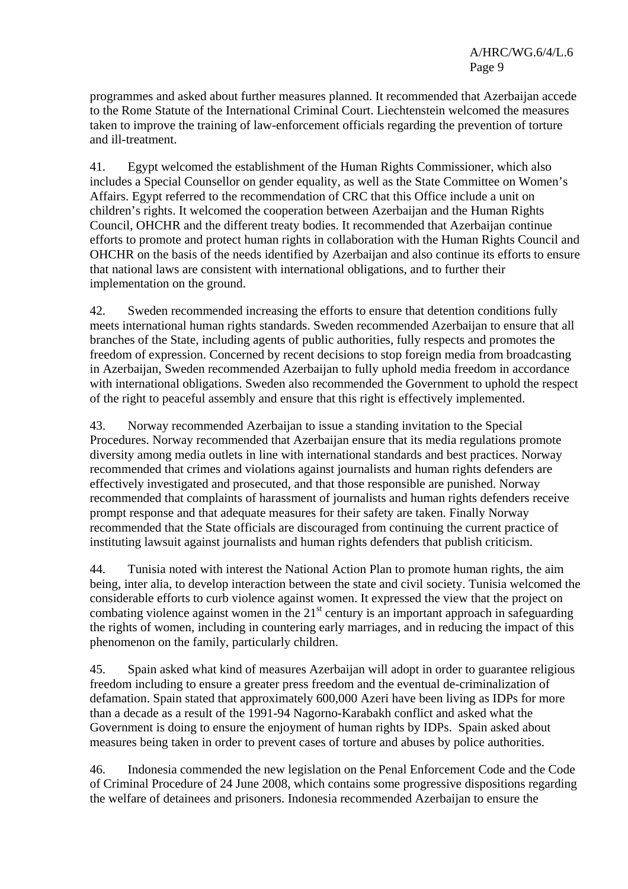programmes and asked about further measures planned. It recommended that Azerbaijan accede to the Rome Statute of the International Criminal Court. Liechtenstein welcomed the measures taken to improve the training of law-enforcement officials regarding the prevention of torture and ill-treatment.

41. Egypt welcomed the establishment of the Human Rights Commissioner, which also includes a Special Counsellor on gender equality, as well as the State Committee on Women's Affairs. Egypt referred to the recommendation of CRC that this Office include a unit on children's rights. It welcomed the cooperation between Azerbaijan and the Human Rights Council, OHCHR and the different treaty bodies. It recommended that Azerbaijan continue efforts to promote and protect human rights in collaboration with the Human Rights Council and OHCHR on the basis of the needs identified by Azerbaijan and also continue its efforts to ensure that national laws are consistent with international obligations, and to further their implementation on the ground.

42. Sweden recommended increasing the efforts to ensure that detention conditions fully meets international human rights standards. Sweden recommended Azerbaijan to ensure that all branches of the State, including agents of public authorities, fully respects and promotes the freedom of expression. Concerned by recent decisions to stop foreign media from broadcasting in Azerbaijan, Sweden recommended Azerbaijan to fully uphold media freedom in accordance with international obligations. Sweden also recommended the Government to uphold the respect of the right to peaceful assembly and ensure that this right is effectively implemented.

43. Norway recommended Azerbaijan to issue a standing invitation to the Special Procedures. Norway recommended that Azerbaijan ensure that its media regulations promote diversity among media outlets in line with international standards and best practices. Norway recommended that crimes and violations against journalists and human rights defenders are effectively investigated and prosecuted, and that those responsible are punished. Norway recommended that complaints of harassment of journalists and human rights defenders receive prompt response and that adequate measures for their safety are taken. Finally Norway recommended that the State officials are discouraged from continuing the current practice of instituting lawsuit against journalists and human rights defenders that publish criticism.

44. Tunisia noted with interest the National Action Plan to promote human rights, the aim being, inter alia, to develop interaction between the state and civil society. Tunisia welcomed the considerable efforts to curb violence against women. It expressed the view that the project on combating violence against women in the 21st century is an important approach in safeguarding the rights of women, including in countering early marriages, and in reducing the impact of this phenomenon on the family, particularly children.

45. Spain asked what kind of measures Azerbaijan will adopt in order to guarantee religious freedom including to ensure a greater press freedom and the eventual de-criminalization of defamation. Spain stated that approximately 600,000 Azeri have been living as IDPs for more than a decade as a result of the 1991-94 Nagorno-Karabakh conflict and asked what the Government is doing to ensure the enjoyment of human rights by IDPs. Spain asked about measures being taken in order to prevent cases of torture and abuses by police authorities.

46. Indonesia commended the new legislation on the Penal Enforcement Code and the Code of Criminal Procedure of 24 June 2008, which contains some progressive dispositions regarding the welfare of detainees and prisoners. Indonesia recommended Azerbaijan to ensure the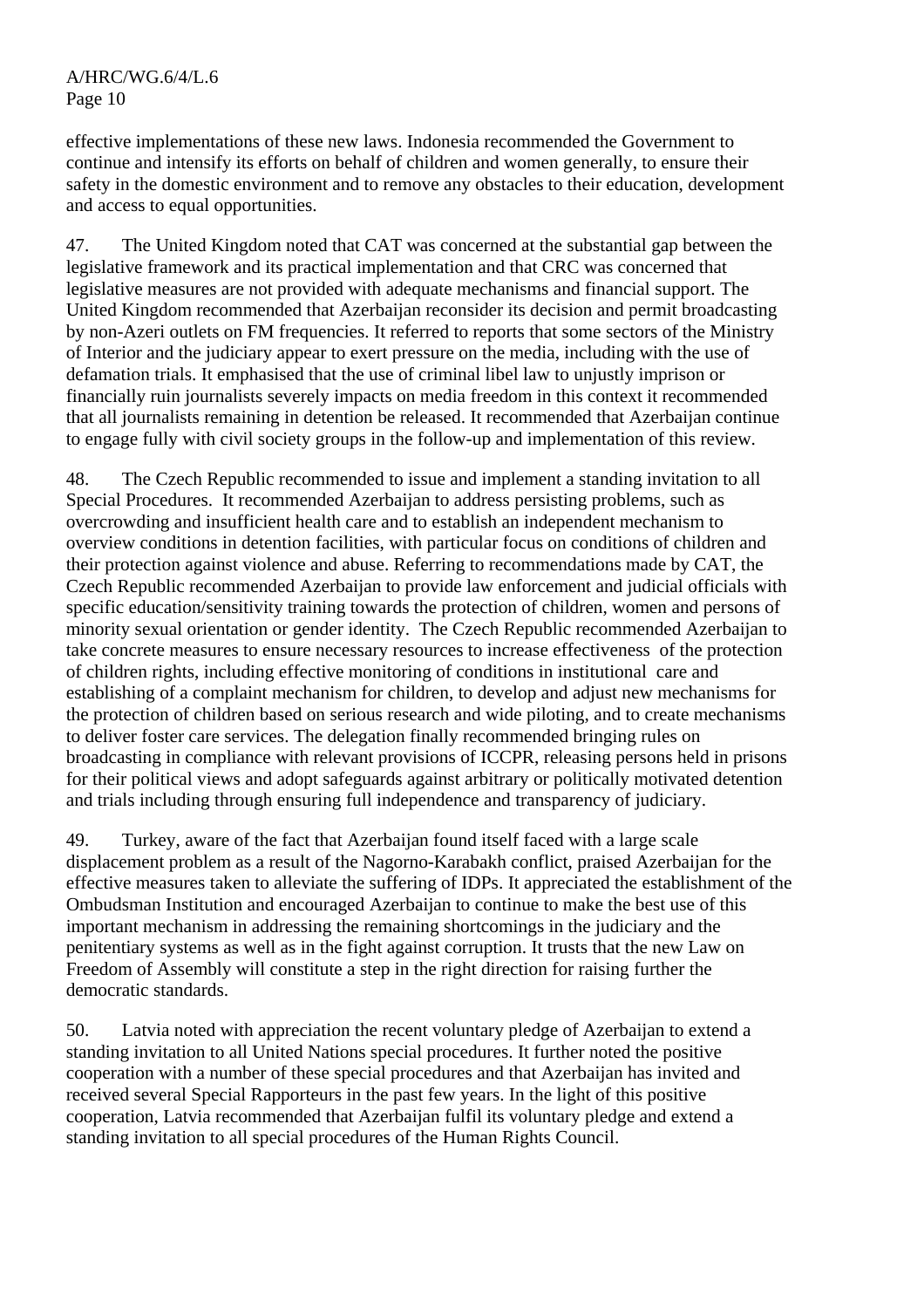effective implementations of these new laws. Indonesia recommended the Government to continue and intensify its efforts on behalf of children and women generally, to ensure their safety in the domestic environment and to remove any obstacles to their education, development and access to equal opportunities.

47. The United Kingdom noted that CAT was concerned at the substantial gap between the legislative framework and its practical implementation and that CRC was concerned that legislative measures are not provided with adequate mechanisms and financial support. The United Kingdom recommended that Azerbaijan reconsider its decision and permit broadcasting by non-Azeri outlets on FM frequencies. It referred to reports that some sectors of the Ministry of Interior and the judiciary appear to exert pressure on the media, including with the use of defamation trials. It emphasised that the use of criminal libel law to unjustly imprison or financially ruin journalists severely impacts on media freedom in this context it recommended that all journalists remaining in detention be released. It recommended that Azerbaijan continue to engage fully with civil society groups in the follow-up and implementation of this review.

48. The Czech Republic recommended to issue and implement a standing invitation to all Special Procedures. It recommended Azerbaijan to address persisting problems, such as overcrowding and insufficient health care and to establish an independent mechanism to overview conditions in detention facilities, with particular focus on conditions of children and their protection against violence and abuse. Referring to recommendations made by CAT, the Czech Republic recommended Azerbaijan to provide law enforcement and judicial officials with specific education/sensitivity training towards the protection of children, women and persons of minority sexual orientation or gender identity. The Czech Republic recommended Azerbaijan to take concrete measures to ensure necessary resources to increase effectiveness of the protection of children rights, including effective monitoring of conditions in institutional care and establishing of a complaint mechanism for children, to develop and adjust new mechanisms for the protection of children based on serious research and wide piloting, and to create mechanisms to deliver foster care services. The delegation finally recommended bringing rules on broadcasting in compliance with relevant provisions of ICCPR, releasing persons held in prisons for their political views and adopt safeguards against arbitrary or politically motivated detention and trials including through ensuring full independence and transparency of judiciary.

49. Turkey, aware of the fact that Azerbaijan found itself faced with a large scale displacement problem as a result of the Nagorno-Karabakh conflict, praised Azerbaijan for the effective measures taken to alleviate the suffering of IDPs. It appreciated the establishment of the Ombudsman Institution and encouraged Azerbaijan to continue to make the best use of this important mechanism in addressing the remaining shortcomings in the judiciary and the penitentiary systems as well as in the fight against corruption. It trusts that the new Law on Freedom of Assembly will constitute a step in the right direction for raising further the democratic standards.

50. Latvia noted with appreciation the recent voluntary pledge of Azerbaijan to extend a standing invitation to all United Nations special procedures. It further noted the positive cooperation with a number of these special procedures and that Azerbaijan has invited and received several Special Rapporteurs in the past few years. In the light of this positive cooperation, Latvia recommended that Azerbaijan fulfil its voluntary pledge and extend a standing invitation to all special procedures of the Human Rights Council.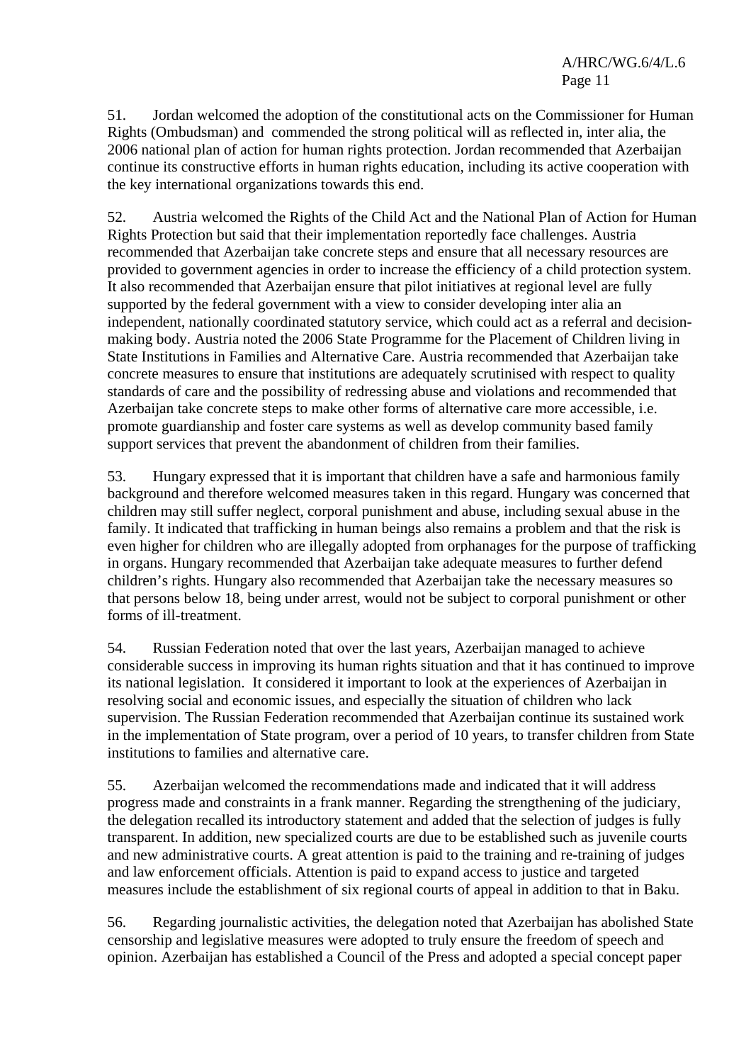51. Jordan welcomed the adoption of the constitutional acts on the Commissioner for Human Rights (Ombudsman) and commended the strong political will as reflected in, inter alia, the 2006 national plan of action for human rights protection. Jordan recommended that Azerbaijan continue its constructive efforts in human rights education, including its active cooperation with the key international organizations towards this end.

52. Austria welcomed the Rights of the Child Act and the National Plan of Action for Human Rights Protection but said that their implementation reportedly face challenges. Austria recommended that Azerbaijan take concrete steps and ensure that all necessary resources are provided to government agencies in order to increase the efficiency of a child protection system. It also recommended that Azerbaijan ensure that pilot initiatives at regional level are fully supported by the federal government with a view to consider developing inter alia an independent, nationally coordinated statutory service, which could act as a referral and decision-making body. Austria noted the 2006 State Programme for the Placement of Children living in State Institutions in Families and Alternative Care. Austria recommended that Azerbaijan take concrete measures to ensure that institutions are adequately scrutinised with respect to quality standards of care and the possibility of redressing abuse and violations and recommended that Azerbaijan take concrete steps to make other forms of alternative care more accessible, i.e. promote guardianship and foster care systems as well as develop community based family support services that prevent the abandonment of children from their families.

53. Hungary expressed that it is important that children have a safe and harmonious family background and therefore welcomed measures taken in this regard. Hungary was concerned that children may still suffer neglect, corporal punishment and abuse, including sexual abuse in the family. It indicated that trafficking in human beings also remains a problem and that the risk is even higher for children who are illegally adopted from orphanages for the purpose of trafficking in organs. Hungary recommended that Azerbaijan take adequate measures to further defend children's rights. Hungary also recommended that Azerbaijan take the necessary measures so that persons below 18, being under arrest, would not be subject to corporal punishment or other forms of ill-treatment.

54. Russian Federation noted that over the last years, Azerbaijan managed to achieve considerable success in improving its human rights situation and that it has continued to improve its national legislation. It considered it important to look at the experiences of Azerbaijan in resolving social and economic issues, and especially the situation of children who lack supervision. The Russian Federation recommended that Azerbaijan continue its sustained work in the implementation of State program, over a period of 10 years, to transfer children from State institutions to families and alternative care.

55. Azerbaijan welcomed the recommendations made and indicated that it will address progress made and constraints in a frank manner. Regarding the strengthening of the judiciary, the delegation recalled its introductory statement and added that the selection of judges is fully transparent. In addition, new specialized courts are due to be established such as juvenile courts and new administrative courts. A great attention is paid to the training and re-training of judges and law enforcement officials. Attention is paid to expand access to justice and targeted measures include the establishment of six regional courts of appeal in addition to that in Baku.

56. Regarding journalistic activities, the delegation noted that Azerbaijan has abolished State censorship and legislative measures were adopted to truly ensure the freedom of speech and opinion. Azerbaijan has established a Council of the Press and adopted a special concept paper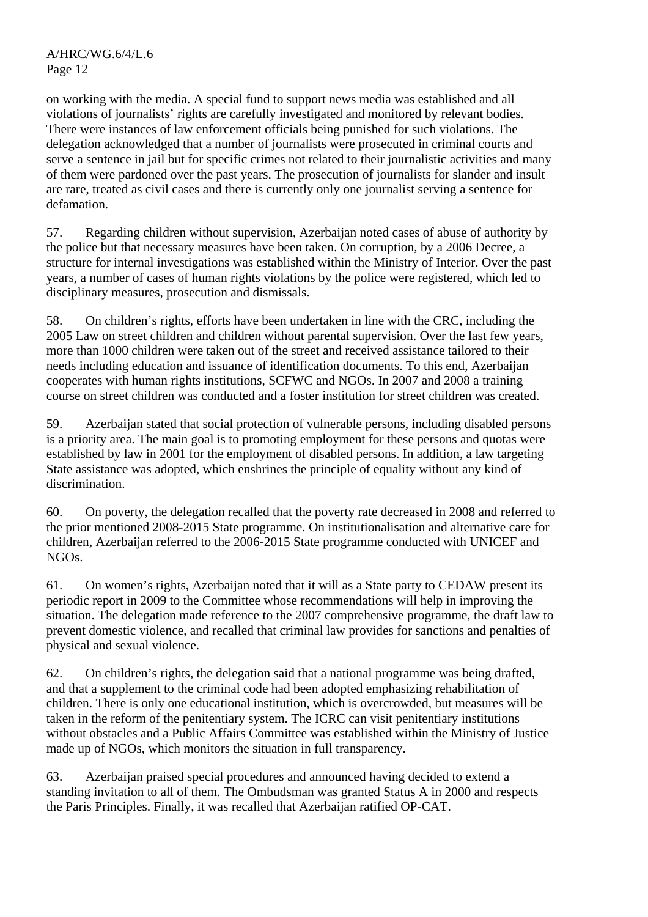on working with the media. A special fund to support news media was established and all violations of journalists' rights are carefully investigated and monitored by relevant bodies. There were instances of law enforcement officials being punished for such violations. The delegation acknowledged that a number of journalists were prosecuted in criminal courts and serve a sentence in jail but for specific crimes not related to their journalistic activities and many of them were pardoned over the past years. The prosecution of journalists for slander and insult are rare, treated as civil cases and there is currently only one journalist serving a sentence for defamation.

57. Regarding children without supervision, Azerbaijan noted cases of abuse of authority by the police but that necessary measures have been taken. On corruption, by a 2006 Decree, a structure for internal investigations was established within the Ministry of Interior. Over the past years, a number of cases of human rights violations by the police were registered, which led to disciplinary measures, prosecution and dismissals.

58. On children's rights, efforts have been undertaken in line with the CRC, including the 2005 Law on street children and children without parental supervision. Over the last few years, more than 1000 children were taken out of the street and received assistance tailored to their needs including education and issuance of identification documents. To this end, Azerbaijan cooperates with human rights institutions, SCFWC and NGOs. In 2007 and 2008 a training course on street children was conducted and a foster institution for street children was created.

59. Azerbaijan stated that social protection of vulnerable persons, including disabled persons is a priority area. The main goal is to promoting employment for these persons and quotas were established by law in 2001 for the employment of disabled persons. In addition, a law targeting State assistance was adopted, which enshrines the principle of equality without any kind of discrimination.

60. On poverty, the delegation recalled that the poverty rate decreased in 2008 and referred to the prior mentioned 2008-2015 State programme. On institutionalisation and alternative care for children, Azerbaijan referred to the 2006-2015 State programme conducted with UNICEF and NGOs.

61. On women's rights, Azerbaijan noted that it will as a State party to CEDAW present its periodic report in 2009 to the Committee whose recommendations will help in improving the situation. The delegation made reference to the 2007 comprehensive programme, the draft law to prevent domestic violence, and recalled that criminal law provides for sanctions and penalties of physical and sexual violence.

62. On children's rights, the delegation said that a national programme was being drafted, and that a supplement to the criminal code had been adopted emphasizing rehabilitation of children. There is only one educational institution, which is overcrowded, but measures will be taken in the reform of the penitentiary system. The ICRC can visit penitentiary institutions without obstacles and a Public Affairs Committee was established within the Ministry of Justice made up of NGOs, which monitors the situation in full transparency.

63. Azerbaijan praised special procedures and announced having decided to extend a standing invitation to all of them. The Ombudsman was granted Status A in 2000 and respects the Paris Principles. Finally, it was recalled that Azerbaijan ratified OP-CAT.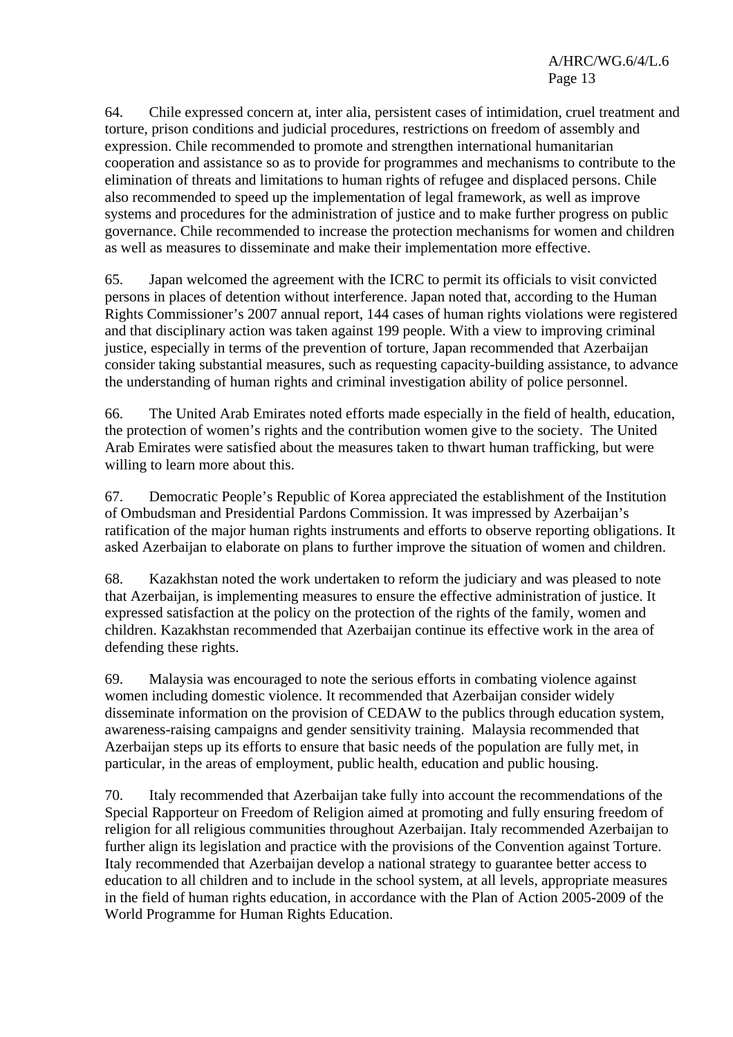64. Chile expressed concern at, inter alia, persistent cases of intimidation, cruel treatment and torture, prison conditions and judicial procedures, restrictions on freedom of assembly and expression. Chile recommended to promote and strengthen international humanitarian cooperation and assistance so as to provide for programmes and mechanisms to contribute to the elimination of threats and limitations to human rights of refugee and displaced persons. Chile also recommended to speed up the implementation of legal framework, as well as improve systems and procedures for the administration of justice and to make further progress on public governance. Chile recommended to increase the protection mechanisms for women and children as well as measures to disseminate and make their implementation more effective.

65. Japan welcomed the agreement with the ICRC to permit its officials to visit convicted persons in places of detention without interference. Japan noted that, according to the Human Rights Commissioner's 2007 annual report, 144 cases of human rights violations were registered and that disciplinary action was taken against 199 people. With a view to improving criminal justice, especially in terms of the prevention of torture, Japan recommended that Azerbaijan consider taking substantial measures, such as requesting capacity-building assistance, to advance the understanding of human rights and criminal investigation ability of police personnel.

66. The United Arab Emirates noted efforts made especially in the field of health, education, the protection of women's rights and the contribution women give to the society. The United Arab Emirates were satisfied about the measures taken to thwart human trafficking, but were willing to learn more about this.

67. Democratic People's Republic of Korea appreciated the establishment of the Institution of Ombudsman and Presidential Pardons Commission. It was impressed by Azerbaijan's ratification of the major human rights instruments and efforts to observe reporting obligations. It asked Azerbaijan to elaborate on plans to further improve the situation of women and children.

68. Kazakhstan noted the work undertaken to reform the judiciary and was pleased to note that Azerbaijan, is implementing measures to ensure the effective administration of justice. It expressed satisfaction at the policy on the protection of the rights of the family, women and children. Kazakhstan recommended that Azerbaijan continue its effective work in the area of defending these rights.

69. Malaysia was encouraged to note the serious efforts in combating violence against women including domestic violence. It recommended that Azerbaijan consider widely disseminate information on the provision of CEDAW to the publics through education system, awareness-raising campaigns and gender sensitivity training. Malaysia recommended that Azerbaijan steps up its efforts to ensure that basic needs of the population are fully met, in particular, in the areas of employment, public health, education and public housing.

70. Italy recommended that Azerbaijan take fully into account the recommendations of the Special Rapporteur on Freedom of Religion aimed at promoting and fully ensuring freedom of religion for all religious communities throughout Azerbaijan. Italy recommended Azerbaijan to further align its legislation and practice with the provisions of the Convention against Torture. Italy recommended that Azerbaijan develop a national strategy to guarantee better access to education to all children and to include in the school system, at all levels, appropriate measures in the field of human rights education, in accordance with the Plan of Action 2005-2009 of the World Programme for Human Rights Education.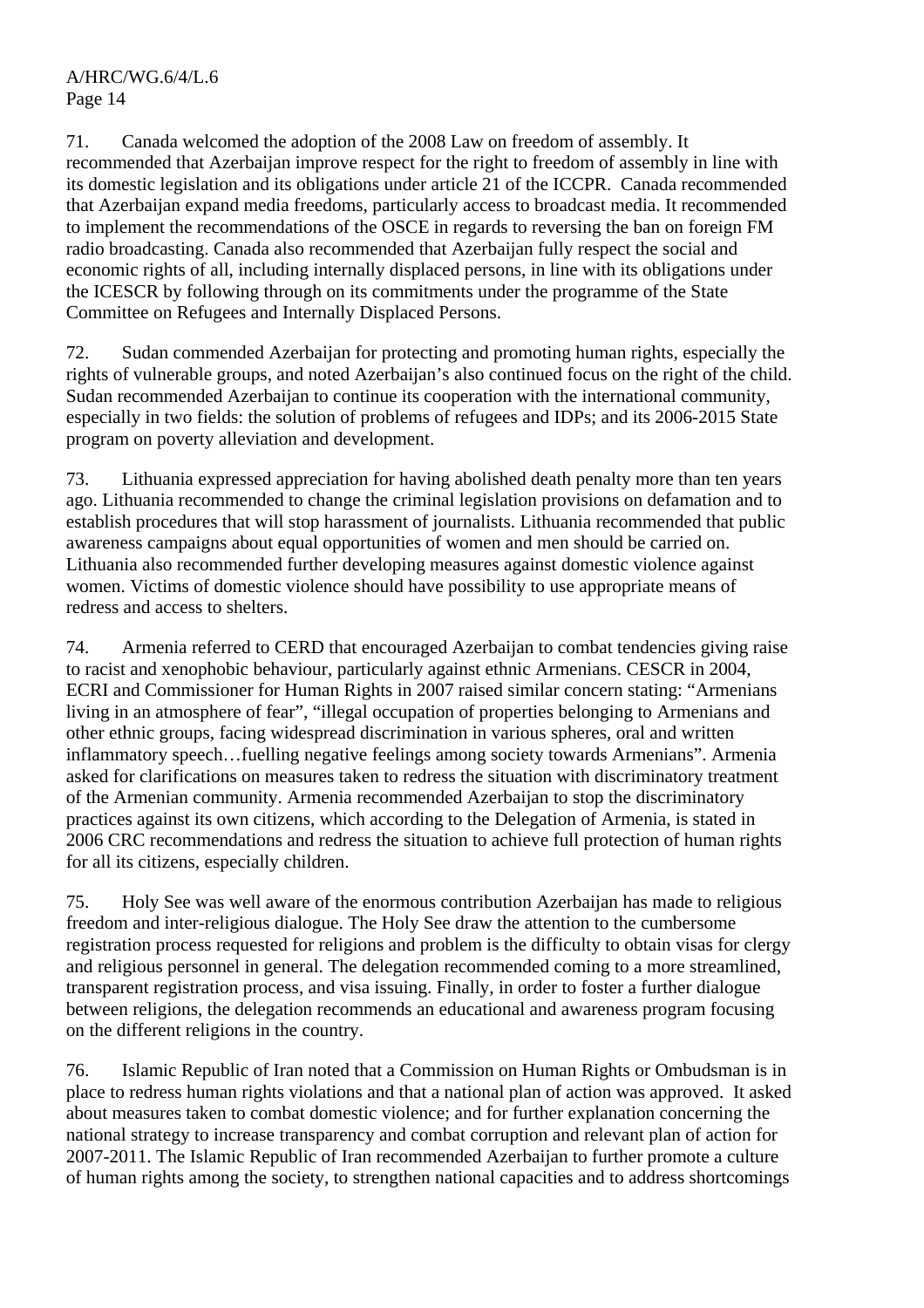71. Canada welcomed the adoption of the 2008 Law on freedom of assembly. It recommended that Azerbaijan improve respect for the right to freedom of assembly in line with its domestic legislation and its obligations under article 21 of the ICCPR. Canada recommended that Azerbaijan expand media freedoms, particularly access to broadcast media. It recommended to implement the recommendations of the OSCE in regards to reversing the ban on foreign FM radio broadcasting. Canada also recommended that Azerbaijan fully respect the social and economic rights of all, including internally displaced persons, in line with its obligations under the ICESCR by following through on its commitments under the programme of the State Committee on Refugees and Internally Displaced Persons.

72. Sudan commended Azerbaijan for protecting and promoting human rights, especially the rights of vulnerable groups, and noted Azerbaijan's also continued focus on the right of the child. Sudan recommended Azerbaijan to continue its cooperation with the international community, especially in two fields: the solution of problems of refugees and IDPs; and its 2006-2015 State program on poverty alleviation and development.

73. Lithuania expressed appreciation for having abolished death penalty more than ten years ago. Lithuania recommended to change the criminal legislation provisions on defamation and to establish procedures that will stop harassment of journalists. Lithuania recommended that public awareness campaigns about equal opportunities of women and men should be carried on. Lithuania also recommended further developing measures against domestic violence against women. Victims of domestic violence should have possibility to use appropriate means of redress and access to shelters.

74. Armenia referred to CERD that encouraged Azerbaijan to combat tendencies giving raise to racist and xenophobic behaviour, particularly against ethnic Armenians. CESCR in 2004, ECRI and Commissioner for Human Rights in 2007 raised similar concern stating: "Armenians living in an atmosphere of fear", "illegal occupation of properties belonging to Armenians and other ethnic groups, facing widespread discrimination in various spheres, oral and written inflammatory speech…fuelling negative feelings among society towards Armenians". Armenia asked for clarifications on measures taken to redress the situation with discriminatory treatment of the Armenian community. Armenia recommended Azerbaijan to stop the discriminatory practices against its own citizens, which according to the Delegation of Armenia, is stated in 2006 CRC recommendations and redress the situation to achieve full protection of human rights for all its citizens, especially children.

75. Holy See was well aware of the enormous contribution Azerbaijan has made to religious freedom and inter-religious dialogue. The Holy See draw the attention to the cumbersome registration process requested for religions and problem is the difficulty to obtain visas for clergy and religious personnel in general. The delegation recommended coming to a more streamlined, transparent registration process, and visa issuing. Finally, in order to foster a further dialogue between religions, the delegation recommends an educational and awareness program focusing on the different religions in the country.

76. Islamic Republic of Iran noted that a Commission on Human Rights or Ombudsman is in place to redress human rights violations and that a national plan of action was approved. It asked about measures taken to combat domestic violence; and for further explanation concerning the national strategy to increase transparency and combat corruption and relevant plan of action for 2007-2011. The Islamic Republic of Iran recommended Azerbaijan to further promote a culture of human rights among the society, to strengthen national capacities and to address shortcomings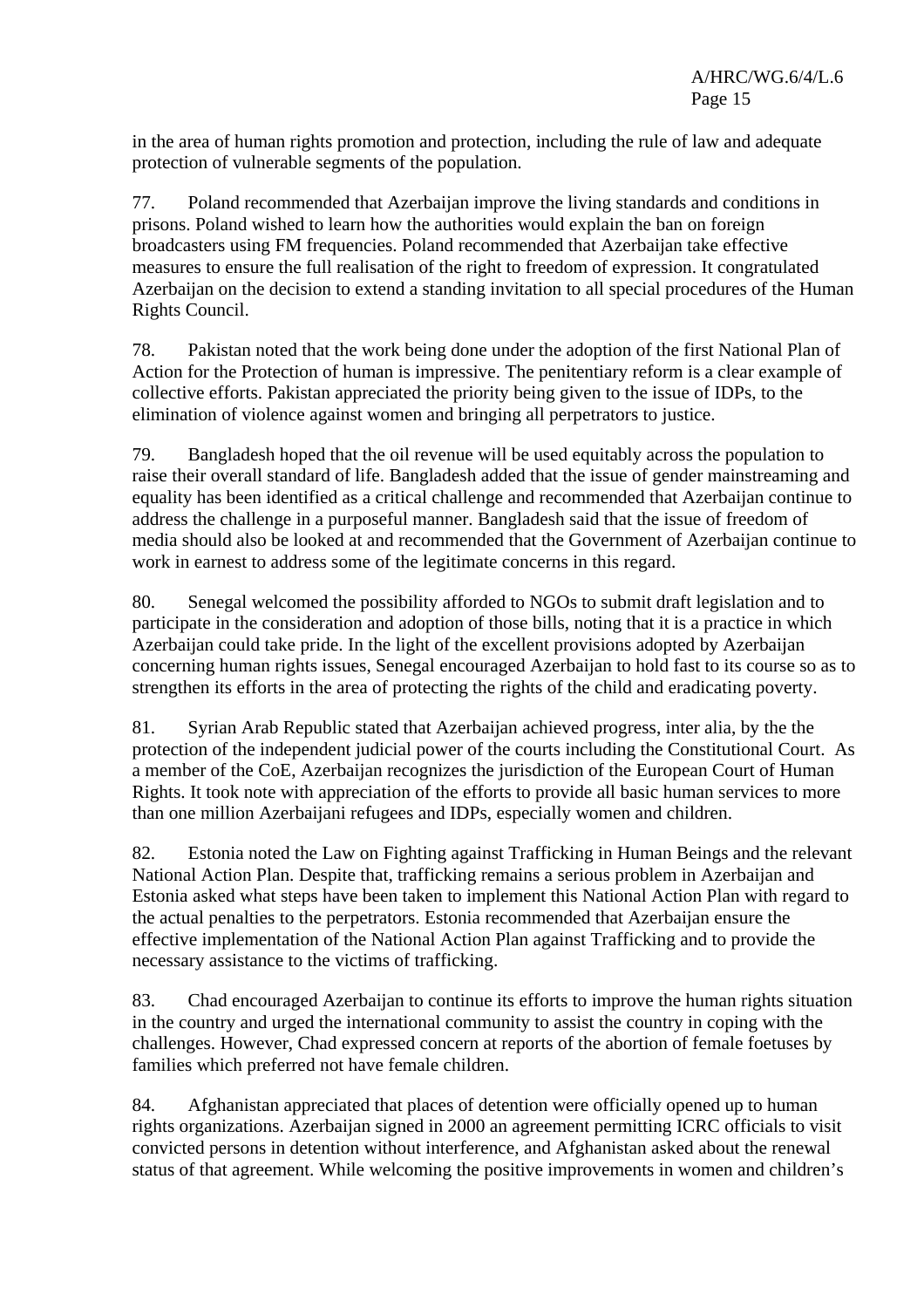in the area of human rights promotion and protection, including the rule of law and adequate protection of vulnerable segments of the population.

77. Poland recommended that Azerbaijan improve the living standards and conditions in prisons. Poland wished to learn how the authorities would explain the ban on foreign broadcasters using FM frequencies. Poland recommended that Azerbaijan take effective measures to ensure the full realisation of the right to freedom of expression. It congratulated Azerbaijan on the decision to extend a standing invitation to all special procedures of the Human Rights Council.

78. Pakistan noted that the work being done under the adoption of the first National Plan of Action for the Protection of human is impressive. The penitentiary reform is a clear example of collective efforts. Pakistan appreciated the priority being given to the issue of IDPs, to the elimination of violence against women and bringing all perpetrators to justice.

79. Bangladesh hoped that the oil revenue will be used equitably across the population to raise their overall standard of life. Bangladesh added that the issue of gender mainstreaming and equality has been identified as a critical challenge and recommended that Azerbaijan continue to address the challenge in a purposeful manner. Bangladesh said that the issue of freedom of media should also be looked at and recommended that the Government of Azerbaijan continue to work in earnest to address some of the legitimate concerns in this regard.

80. Senegal welcomed the possibility afforded to NGOs to submit draft legislation and to participate in the consideration and adoption of those bills, noting that it is a practice in which Azerbaijan could take pride. In the light of the excellent provisions adopted by Azerbaijan concerning human rights issues, Senegal encouraged Azerbaijan to hold fast to its course so as to strengthen its efforts in the area of protecting the rights of the child and eradicating poverty.

81. Syrian Arab Republic stated that Azerbaijan achieved progress, inter alia, by the the protection of the independent judicial power of the courts including the Constitutional Court. As a member of the CoE, Azerbaijan recognizes the jurisdiction of the European Court of Human Rights. It took note with appreciation of the efforts to provide all basic human services to more than one million Azerbaijani refugees and IDPs, especially women and children.

82. Estonia noted the Law on Fighting against Trafficking in Human Beings and the relevant National Action Plan. Despite that, trafficking remains a serious problem in Azerbaijan and Estonia asked what steps have been taken to implement this National Action Plan with regard to the actual penalties to the perpetrators. Estonia recommended that Azerbaijan ensure the effective implementation of the National Action Plan against Trafficking and to provide the necessary assistance to the victims of trafficking.

83. Chad encouraged Azerbaijan to continue its efforts to improve the human rights situation in the country and urged the international community to assist the country in coping with the challenges. However, Chad expressed concern at reports of the abortion of female foetuses by families which preferred not have female children.

84. Afghanistan appreciated that places of detention were officially opened up to human rights organizations. Azerbaijan signed in 2000 an agreement permitting ICRC officials to visit convicted persons in detention without interference, and Afghanistan asked about the renewal status of that agreement. While welcoming the positive improvements in women and children's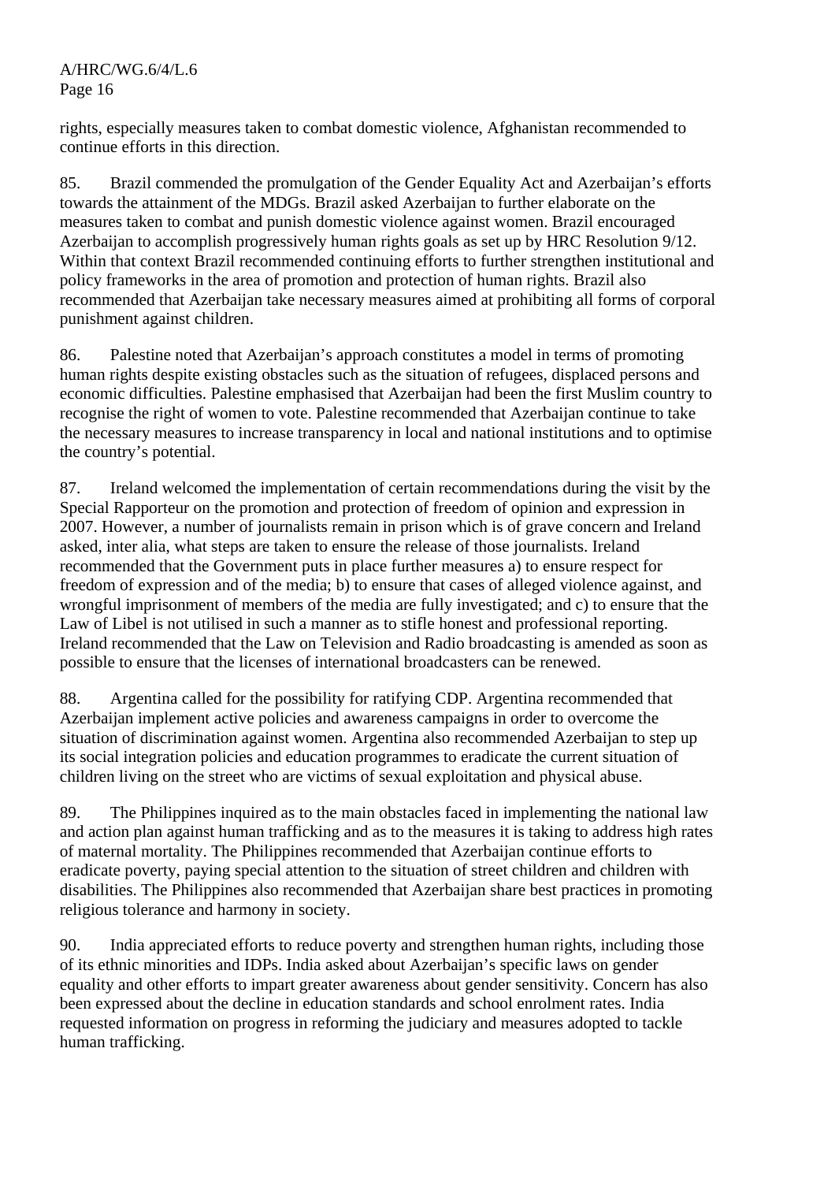rights, especially measures taken to combat domestic violence, Afghanistan recommended to continue efforts in this direction.

85. Brazil commended the promulgation of the Gender Equality Act and Azerbaijan's efforts towards the attainment of the MDGs. Brazil asked Azerbaijan to further elaborate on the measures taken to combat and punish domestic violence against women. Brazil encouraged Azerbaijan to accomplish progressively human rights goals as set up by HRC Resolution 9/12. Within that context Brazil recommended continuing efforts to further strengthen institutional and policy frameworks in the area of promotion and protection of human rights. Brazil also recommended that Azerbaijan take necessary measures aimed at prohibiting all forms of corporal punishment against children.

86. Palestine noted that Azerbaijan's approach constitutes a model in terms of promoting human rights despite existing obstacles such as the situation of refugees, displaced persons and economic difficulties. Palestine emphasised that Azerbaijan had been the first Muslim country to recognise the right of women to vote. Palestine recommended that Azerbaijan continue to take the necessary measures to increase transparency in local and national institutions and to optimise the country's potential.

87. Ireland welcomed the implementation of certain recommendations during the visit by the Special Rapporteur on the promotion and protection of freedom of opinion and expression in 2007. However, a number of journalists remain in prison which is of grave concern and Ireland asked, inter alia, what steps are taken to ensure the release of those journalists. Ireland recommended that the Government puts in place further measures a) to ensure respect for freedom of expression and of the media; b) to ensure that cases of alleged violence against, and wrongful imprisonment of members of the media are fully investigated; and c) to ensure that the Law of Libel is not utilised in such a manner as to stifle honest and professional reporting. Ireland recommended that the Law on Television and Radio broadcasting is amended as soon as possible to ensure that the licenses of international broadcasters can be renewed.

88. Argentina called for the possibility for ratifying CDP. Argentina recommended that Azerbaijan implement active policies and awareness campaigns in order to overcome the situation of discrimination against women. Argentina also recommended Azerbaijan to step up its social integration policies and education programmes to eradicate the current situation of children living on the street who are victims of sexual exploitation and physical abuse.

89. The Philippines inquired as to the main obstacles faced in implementing the national law and action plan against human trafficking and as to the measures it is taking to address high rates of maternal mortality. The Philippines recommended that Azerbaijan continue efforts to eradicate poverty, paying special attention to the situation of street children and children with disabilities. The Philippines also recommended that Azerbaijan share best practices in promoting religious tolerance and harmony in society.

90. India appreciated efforts to reduce poverty and strengthen human rights, including those of its ethnic minorities and IDPs. India asked about Azerbaijan's specific laws on gender equality and other efforts to impart greater awareness about gender sensitivity. Concern has also been expressed about the decline in education standards and school enrolment rates. India requested information on progress in reforming the judiciary and measures adopted to tackle human trafficking.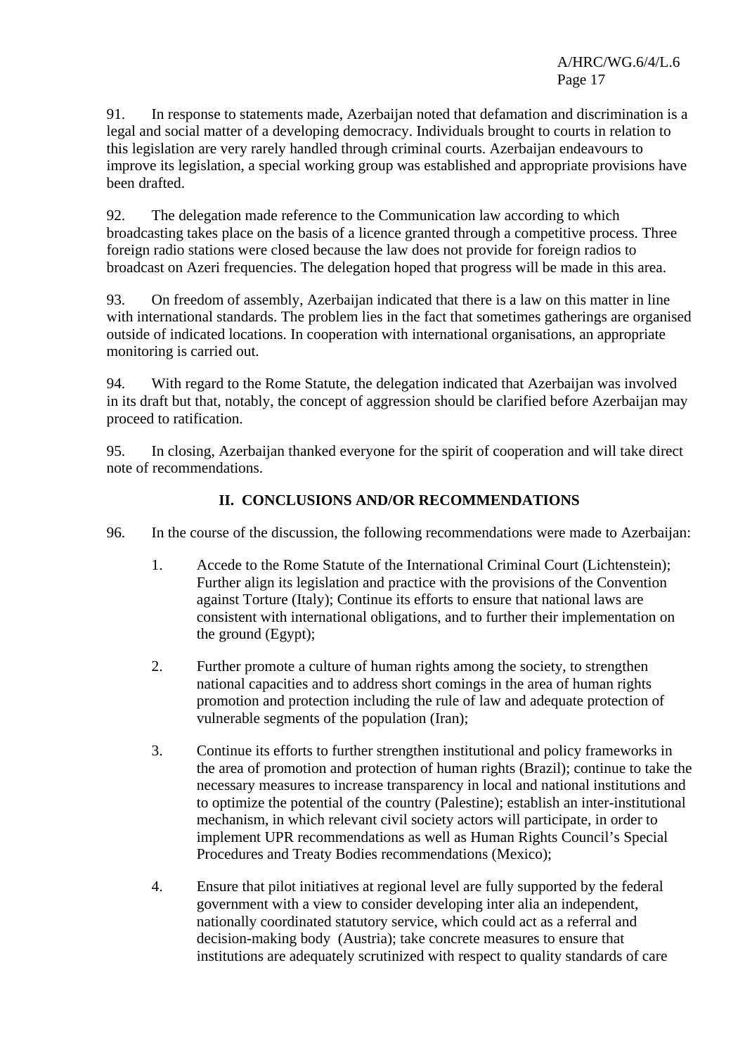91. In response to statements made, Azerbaijan noted that defamation and discrimination is a legal and social matter of a developing democracy. Individuals brought to courts in relation to this legislation are very rarely handled through criminal courts. Azerbaijan endeavours to improve its legislation, a special working group was established and appropriate provisions have been drafted.

92. The delegation made reference to the Communication law according to which broadcasting takes place on the basis of a licence granted through a competitive process. Three foreign radio stations were closed because the law does not provide for foreign radios to broadcast on Azeri frequencies. The delegation hoped that progress will be made in this area.

93. On freedom of assembly, Azerbaijan indicated that there is a law on this matter in line with international standards. The problem lies in the fact that sometimes gatherings are organised outside of indicated locations. In cooperation with international organisations, an appropriate monitoring is carried out.

94. With regard to the Rome Statute, the delegation indicated that Azerbaijan was involved in its draft but that, notably, the concept of aggression should be clarified before Azerbaijan may proceed to ratification.

95. In closing, Azerbaijan thanked everyone for the spirit of cooperation and will take direct note of recommendations.

## II. CONCLUSIONS AND/OR RECOMMENDATIONS

96. In the course of the discussion, the following recommendations were made to Azerbaijan:

1. Accede to the Rome Statute of the International Criminal Court (Lichtenstein); Further align its legislation and practice with the provisions of the Convention against Torture (Italy); Continue its efforts to ensure that national laws are consistent with international obligations, and to further their implementation on the ground (Egypt);

2. Further promote a culture of human rights among the society, to strengthen national capacities and to address short comings in the area of human rights promotion and protection including the rule of law and adequate protection of vulnerable segments of the population (Iran);

3. Continue its efforts to further strengthen institutional and policy frameworks in the area of promotion and protection of human rights (Brazil); continue to take the necessary measures to increase transparency in local and national institutions and to optimize the potential of the country (Palestine); establish an inter-institutional mechanism, in which relevant civil society actors will participate, in order to implement UPR recommendations as well as Human Rights Council's Special Procedures and Treaty Bodies recommendations (Mexico);

4. Ensure that pilot initiatives at regional level are fully supported by the federal government with a view to consider developing inter alia an independent, nationally coordinated statutory service, which could act as a referral and decision-making body (Austria); take concrete measures to ensure that institutions are adequately scrutinized with respect to quality standards of care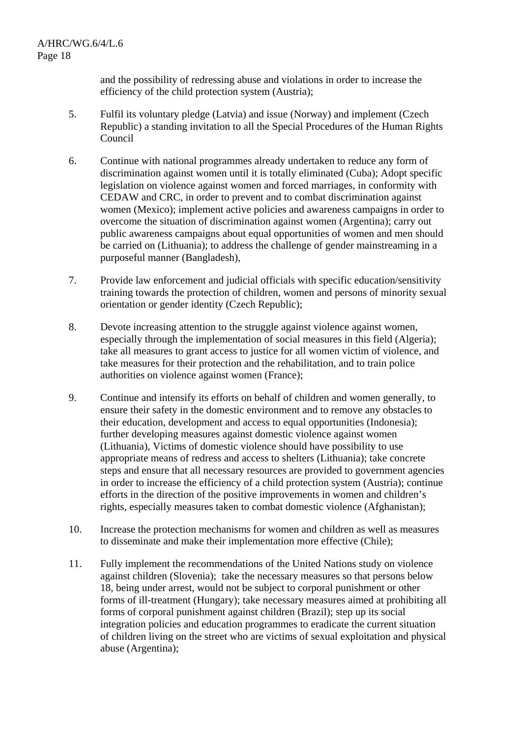and the possibility of redressing abuse and violations in order to increase the efficiency of the child protection system (Austria);

5. Fulfil its voluntary pledge (Latvia) and issue (Norway) and implement (Czech Republic) a standing invitation to all the Special Procedures of the Human Rights Council

6. Continue with national programmes already undertaken to reduce any form of discrimination against women until it is totally eliminated (Cuba); Adopt specific legislation on violence against women and forced marriages, in conformity with CEDAW and CRC, in order to prevent and to combat discrimination against women (Mexico); implement active policies and awareness campaigns in order to overcome the situation of discrimination against women (Argentina); carry out public awareness campaigns about equal opportunities of women and men should be carried on (Lithuania); to address the challenge of gender mainstreaming in a purposeful manner (Bangladesh),

7. Provide law enforcement and judicial officials with specific education/sensitivity training towards the protection of children, women and persons of minority sexual orientation or gender identity (Czech Republic);

8. Devote increasing attention to the struggle against violence against women, especially through the implementation of social measures in this field (Algeria); take all measures to grant access to justice for all women victim of violence, and take measures for their protection and the rehabilitation, and to train police authorities on violence against women (France);

9. Continue and intensify its efforts on behalf of children and women generally, to ensure their safety in the domestic environment and to remove any obstacles to their education, development and access to equal opportunities (Indonesia); further developing measures against domestic violence against women (Lithuania), Victims of domestic violence should have possibility to use appropriate means of redress and access to shelters (Lithuania); take concrete steps and ensure that all necessary resources are provided to government agencies in order to increase the efficiency of a child protection system (Austria); continue efforts in the direction of the positive improvements in women and children's rights, especially measures taken to combat domestic violence (Afghanistan);

10. Increase the protection mechanisms for women and children as well as measures to disseminate and make their implementation more effective (Chile);

11. Fully implement the recommendations of the United Nations study on violence against children (Slovenia); take the necessary measures so that persons below 18, being under arrest, would not be subject to corporal punishment or other forms of ill-treatment (Hungary); take necessary measures aimed at prohibiting all forms of corporal punishment against children (Brazil); step up its social integration policies and education programmes to eradicate the current situation of children living on the street who are victims of sexual exploitation and physical abuse (Argentina);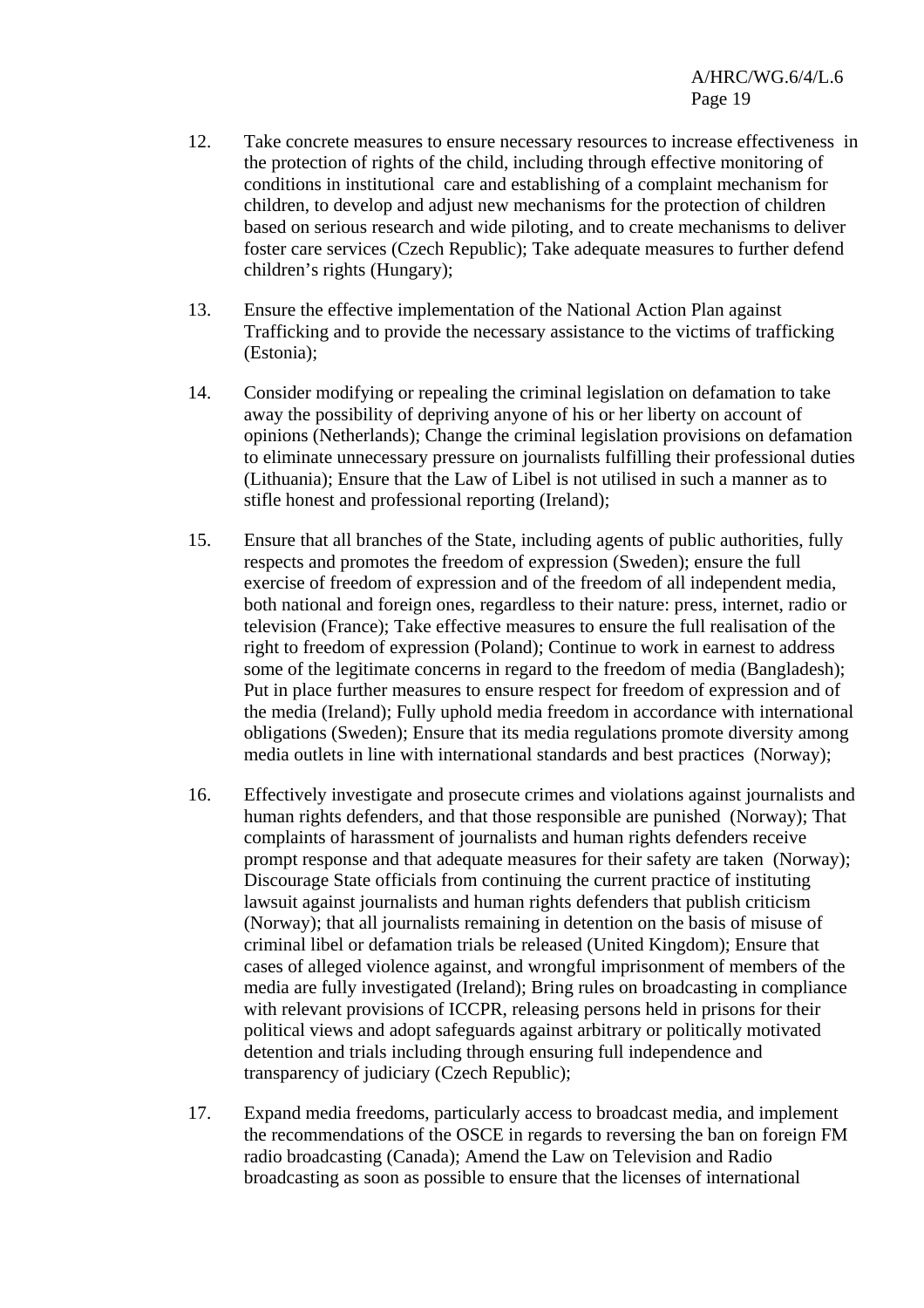12. Take concrete measures to ensure necessary resources to increase effectiveness in the protection of rights of the child, including through effective monitoring of conditions in institutional care and establishing of a complaint mechanism for children, to develop and adjust new mechanisms for the protection of children based on serious research and wide piloting, and to create mechanisms to deliver foster care services (Czech Republic); Take adequate measures to further defend children's rights (Hungary);

13. Ensure the effective implementation of the National Action Plan against Trafficking and to provide the necessary assistance to the victims of trafficking (Estonia);

14. Consider modifying or repealing the criminal legislation on defamation to take away the possibility of depriving anyone of his or her liberty on account of opinions (Netherlands); Change the criminal legislation provisions on defamation to eliminate unnecessary pressure on journalists fulfilling their professional duties (Lithuania); Ensure that the Law of Libel is not utilised in such a manner as to stifle honest and professional reporting (Ireland);

15. Ensure that all branches of the State, including agents of public authorities, fully respects and promotes the freedom of expression (Sweden); ensure the full exercise of freedom of expression and of the freedom of all independent media, both national and foreign ones, regardless to their nature: press, internet, radio or television (France); Take effective measures to ensure the full realisation of the right to freedom of expression (Poland); Continue to work in earnest to address some of the legitimate concerns in regard to the freedom of media (Bangladesh); Put in place further measures to ensure respect for freedom of expression and of the media (Ireland); Fully uphold media freedom in accordance with international obligations (Sweden); Ensure that its media regulations promote diversity among media outlets in line with international standards and best practices (Norway);

16. Effectively investigate and prosecute crimes and violations against journalists and human rights defenders, and that those responsible are punished (Norway); That complaints of harassment of journalists and human rights defenders receive prompt response and that adequate measures for their safety are taken (Norway); Discourage State officials from continuing the current practice of instituting lawsuit against journalists and human rights defenders that publish criticism (Norway); that all journalists remaining in detention on the basis of misuse of criminal libel or defamation trials be released (United Kingdom); Ensure that cases of alleged violence against, and wrongful imprisonment of members of the media are fully investigated (Ireland); Bring rules on broadcasting in compliance with relevant provisions of ICCPR, releasing persons held in prisons for their political views and adopt safeguards against arbitrary or politically motivated detention and trials including through ensuring full independence and transparency of judiciary (Czech Republic);

17. Expand media freedoms, particularly access to broadcast media, and implement the recommendations of the OSCE in regards to reversing the ban on foreign FM radio broadcasting (Canada); Amend the Law on Television and Radio broadcasting as soon as possible to ensure that the licenses of international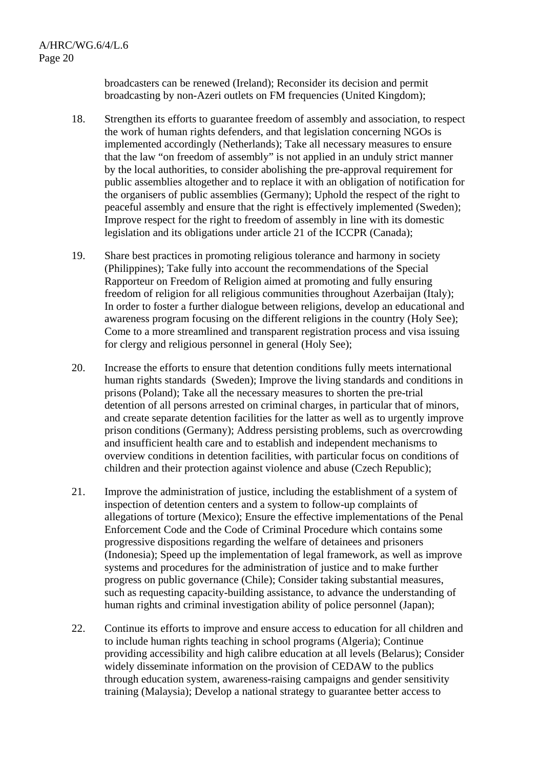broadcasters can be renewed (Ireland); Reconsider its decision and permit broadcasting by non-Azeri outlets on FM frequencies (United Kingdom);

18. Strengthen its efforts to guarantee freedom of assembly and association, to respect the work of human rights defenders, and that legislation concerning NGOs is implemented accordingly (Netherlands); Take all necessary measures to ensure that the law "on freedom of assembly" is not applied in an unduly strict manner by the local authorities, to consider abolishing the pre-approval requirement for public assemblies altogether and to replace it with an obligation of notification for the organisers of public assemblies (Germany); Uphold the respect of the right to peaceful assembly and ensure that the right is effectively implemented (Sweden); Improve respect for the right to freedom of assembly in line with its domestic legislation and its obligations under article 21 of the ICCPR (Canada);

19. Share best practices in promoting religious tolerance and harmony in society (Philippines); Take fully into account the recommendations of the Special Rapporteur on Freedom of Religion aimed at promoting and fully ensuring freedom of religion for all religious communities throughout Azerbaijan (Italy); In order to foster a further dialogue between religions, develop an educational and awareness program focusing on the different religions in the country (Holy See); Come to a more streamlined and transparent registration process and visa issuing for clergy and religious personnel in general (Holy See);

20. Increase the efforts to ensure that detention conditions fully meets international human rights standards (Sweden); Improve the living standards and conditions in prisons (Poland); Take all the necessary measures to shorten the pre-trial detention of all persons arrested on criminal charges, in particular that of minors, and create separate detention facilities for the latter as well as to urgently improve prison conditions (Germany); Address persisting problems, such as overcrowding and insufficient health care and to establish and independent mechanisms to overview conditions in detention facilities, with particular focus on conditions of children and their protection against violence and abuse (Czech Republic);

21. Improve the administration of justice, including the establishment of a system of inspection of detention centers and a system to follow-up complaints of allegations of torture (Mexico); Ensure the effective implementations of the Penal Enforcement Code and the Code of Criminal Procedure which contains some progressive dispositions regarding the welfare of detainees and prisoners (Indonesia); Speed up the implementation of legal framework, as well as improve systems and procedures for the administration of justice and to make further progress on public governance (Chile); Consider taking substantial measures, such as requesting capacity-building assistance, to advance the understanding of human rights and criminal investigation ability of police personnel (Japan);

22. Continue its efforts to improve and ensure access to education for all children and to include human rights teaching in school programs (Algeria); Continue providing accessibility and high calibre education at all levels (Belarus); Consider widely disseminate information on the provision of CEDAW to the publics through education system, awareness-raising campaigns and gender sensitivity training (Malaysia); Develop a national strategy to guarantee better access to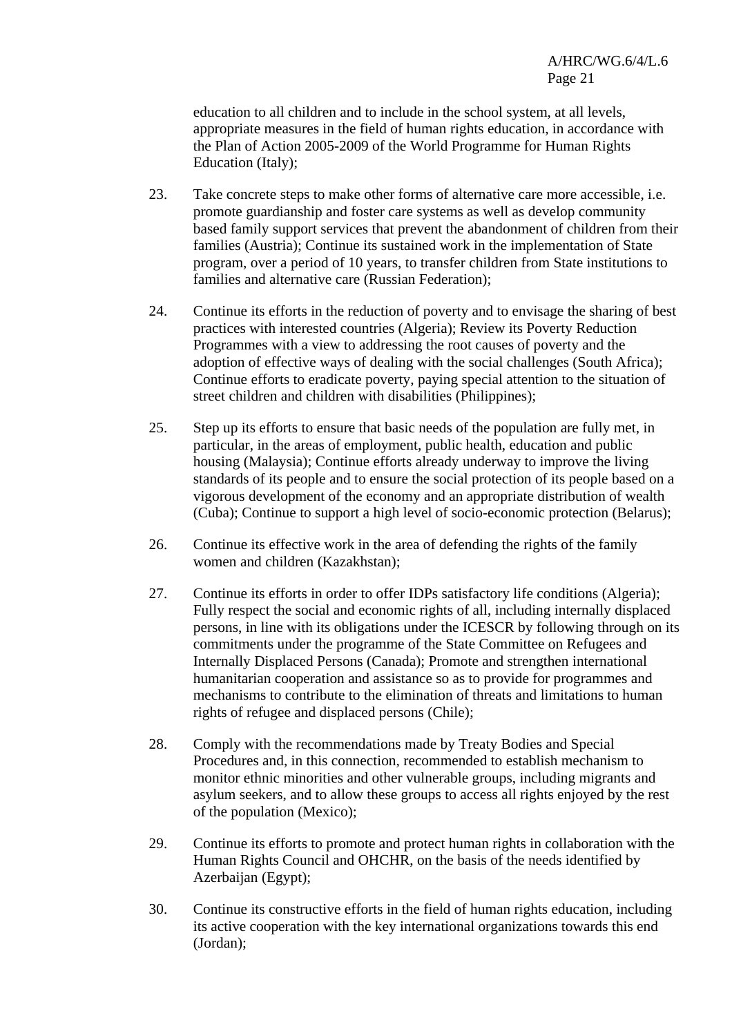education to all children and to include in the school system, at all levels, appropriate measures in the field of human rights education, in accordance with the Plan of Action 2005-2009 of the World Programme for Human Rights Education (Italy);

23. Take concrete steps to make other forms of alternative care more accessible, i.e. promote guardianship and foster care systems as well as develop community based family support services that prevent the abandonment of children from their families (Austria); Continue its sustained work in the implementation of State program, over a period of 10 years, to transfer children from State institutions to families and alternative care (Russian Federation);

24. Continue its efforts in the reduction of poverty and to envisage the sharing of best practices with interested countries (Algeria); Review its Poverty Reduction Programmes with a view to addressing the root causes of poverty and the adoption of effective ways of dealing with the social challenges (South Africa); Continue efforts to eradicate poverty, paying special attention to the situation of street children and children with disabilities (Philippines);

25. Step up its efforts to ensure that basic needs of the population are fully met, in particular, in the areas of employment, public health, education and public housing (Malaysia); Continue efforts already underway to improve the living standards of its people and to ensure the social protection of its people based on a vigorous development of the economy and an appropriate distribution of wealth (Cuba); Continue to support a high level of socio-economic protection (Belarus);

26. Continue its effective work in the area of defending the rights of the family women and children (Kazakhstan);

27. Continue its efforts in order to offer IDPs satisfactory life conditions (Algeria); Fully respect the social and economic rights of all, including internally displaced persons, in line with its obligations under the ICESCR by following through on its commitments under the programme of the State Committee on Refugees and Internally Displaced Persons (Canada); Promote and strengthen international humanitarian cooperation and assistance so as to provide for programmes and mechanisms to contribute to the elimination of threats and limitations to human rights of refugee and displaced persons (Chile);

28. Comply with the recommendations made by Treaty Bodies and Special Procedures and, in this connection, recommended to establish mechanism to monitor ethnic minorities and other vulnerable groups, including migrants and asylum seekers, and to allow these groups to access all rights enjoyed by the rest of the population (Mexico);

29. Continue its efforts to promote and protect human rights in collaboration with the Human Rights Council and OHCHR, on the basis of the needs identified by Azerbaijan (Egypt);

30. Continue its constructive efforts in the field of human rights education, including its active cooperation with the key international organizations towards this end (Jordan);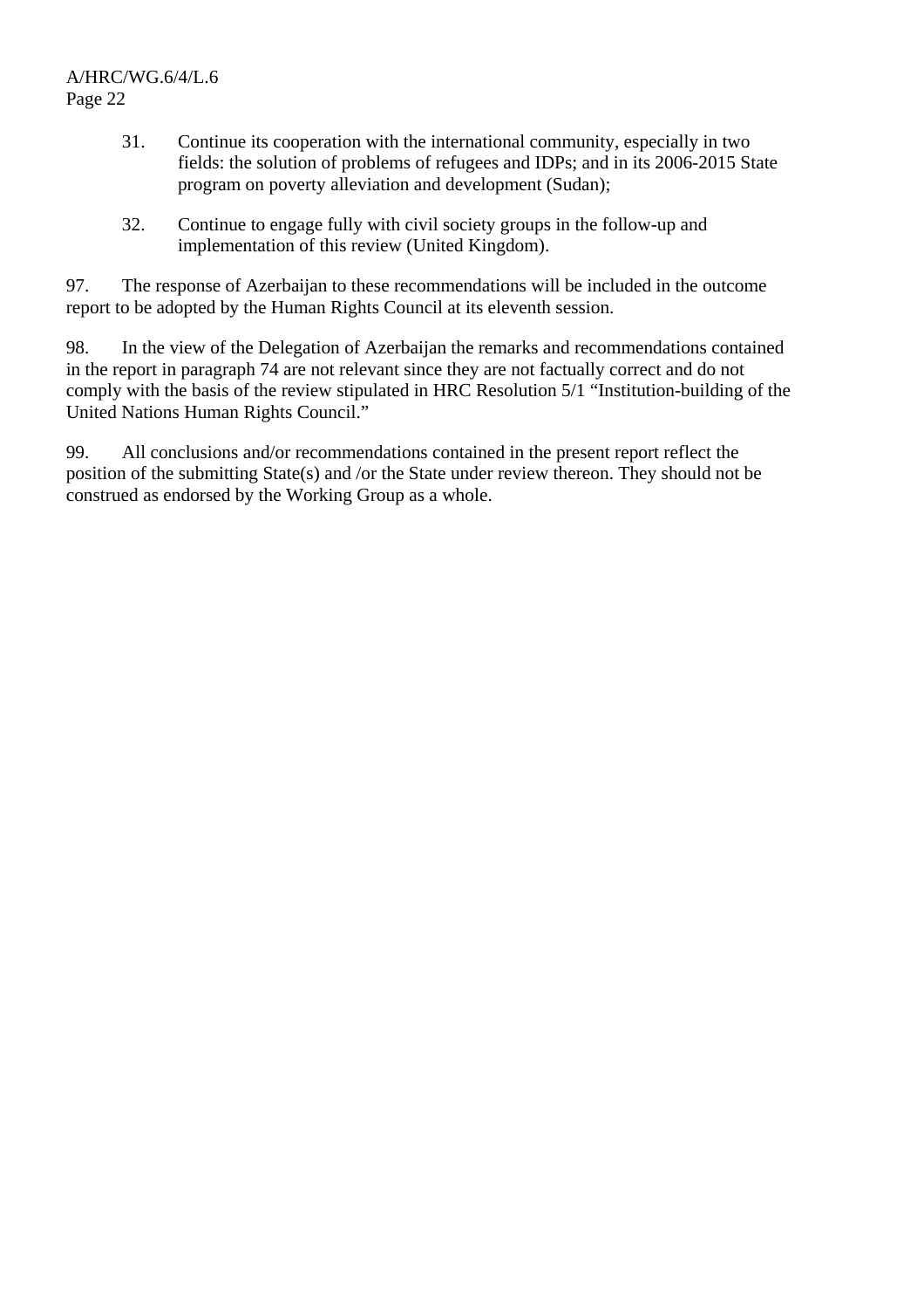31. Continue its cooperation with the international community, especially in two fields: the solution of problems of refugees and IDPs; and in its 2006-2015 State program on poverty alleviation and development (Sudan);

32. Continue to engage fully with civil society groups in the follow-up and implementation of this review (United Kingdom).

97. The response of Azerbaijan to these recommendations will be included in the outcome report to be adopted by the Human Rights Council at its eleventh session.

98. In the view of the Delegation of Azerbaijan the remarks and recommendations contained in the report in paragraph 74 are not relevant since they are not factually correct and do not comply with the basis of the review stipulated in HRC Resolution 5/1 "Institution-building of the United Nations Human Rights Council."

99. All conclusions and/or recommendations contained in the present report reflect the position of the submitting State(s) and /or the State under review thereon. They should not be construed as endorsed by the Working Group as a whole.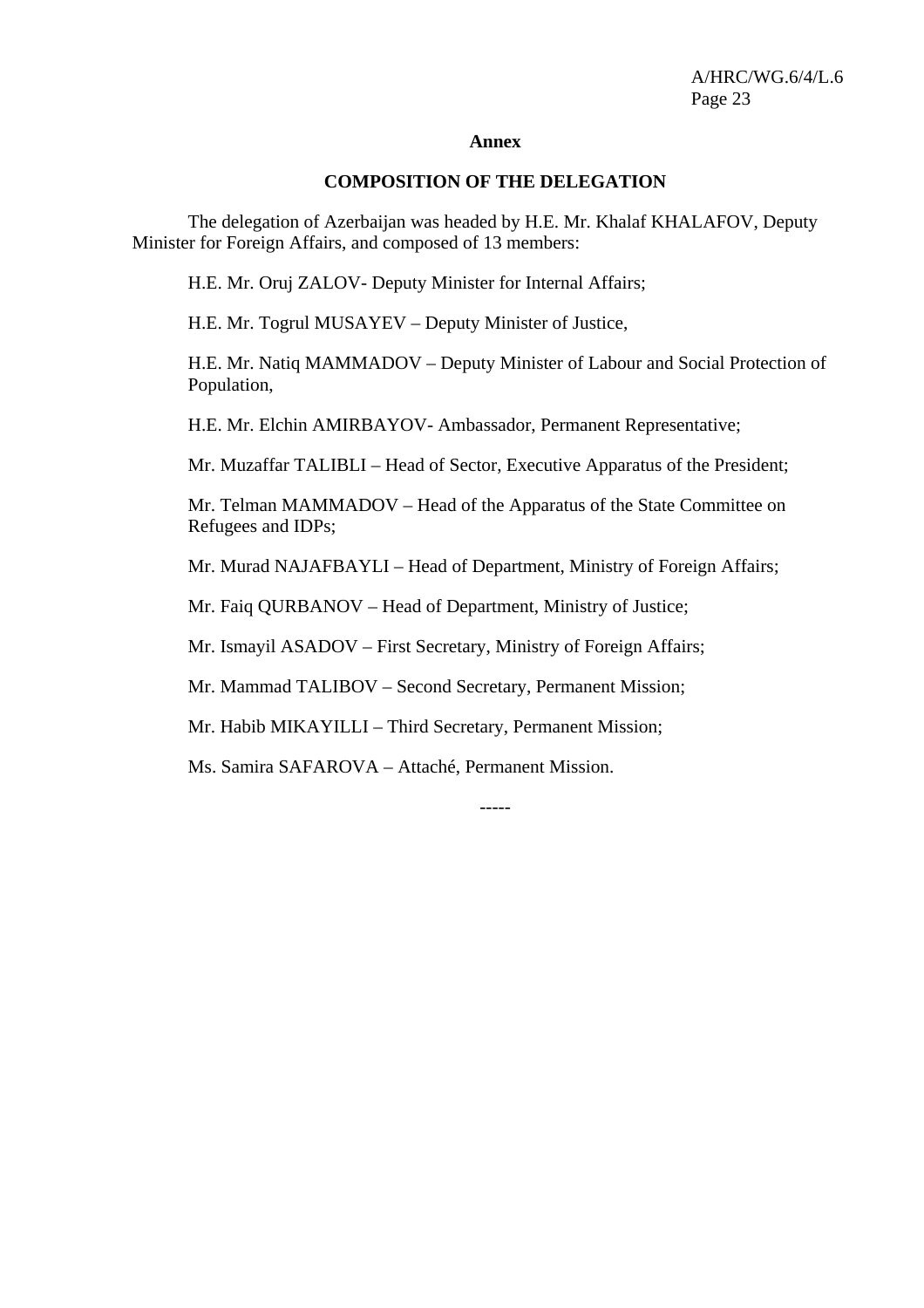**Annex**

**COMPOSITION OF THE DELEGATION**

The delegation of Azerbaijan was headed by H.E. Mr. Khalaf KHALAFOV, Deputy Minister for Foreign Affairs, and composed of 13 members:

H.E. Mr. Oruj ZALOV- Deputy Minister for Internal Affairs;

H.E. Mr. Togrul MUSAYEV – Deputy Minister of Justice,

H.E. Mr. Natiq MAMMADOV – Deputy Minister of Labour and Social Protection of Population,

H.E. Mr. Elchin AMIRBAYOV- Ambassador, Permanent Representative;

Mr. Muzaffar TALIBLI – Head of Sector, Executive Apparatus of the President;

Mr. Telman MAMMADOV – Head of the Apparatus of the State Committee on Refugees and IDPs;

Mr. Murad NAJAFBAYLI – Head of Department, Ministry of Foreign Affairs;

Mr. Faiq QURBANOV – Head of Department, Ministry of Justice;

Mr. Ismayil ASADOV – First Secretary, Ministry of Foreign Affairs;

Mr. Mammad TALIBOV – Second Secretary, Permanent Mission;

Mr. Habib MIKAYILLI – Third Secretary, Permanent Mission;

Ms. Samira SAFAROVA – Attaché, Permanent Mission.

-----